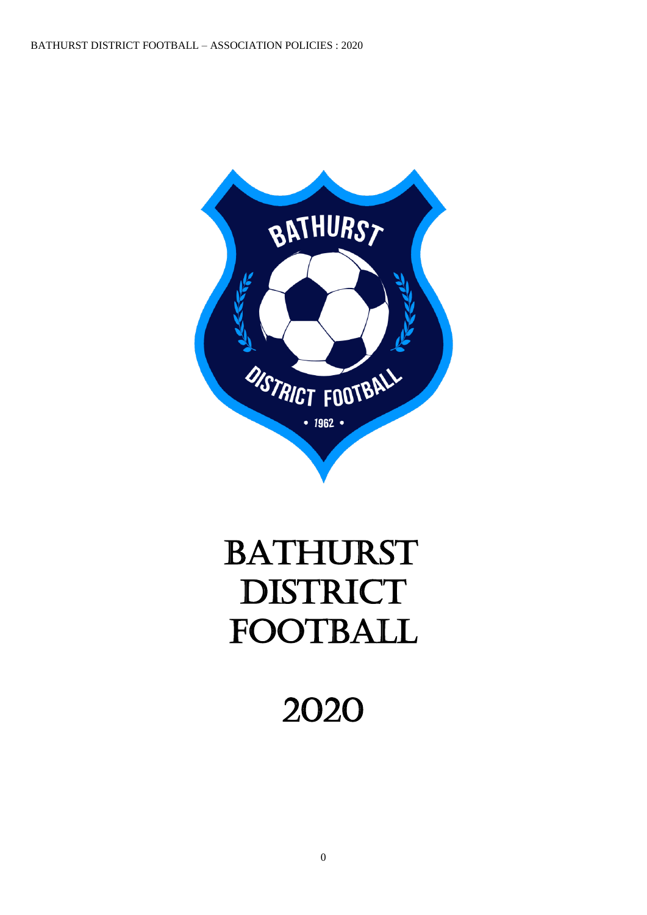# BATHURST DISTRICT FOOTBALL

# 2020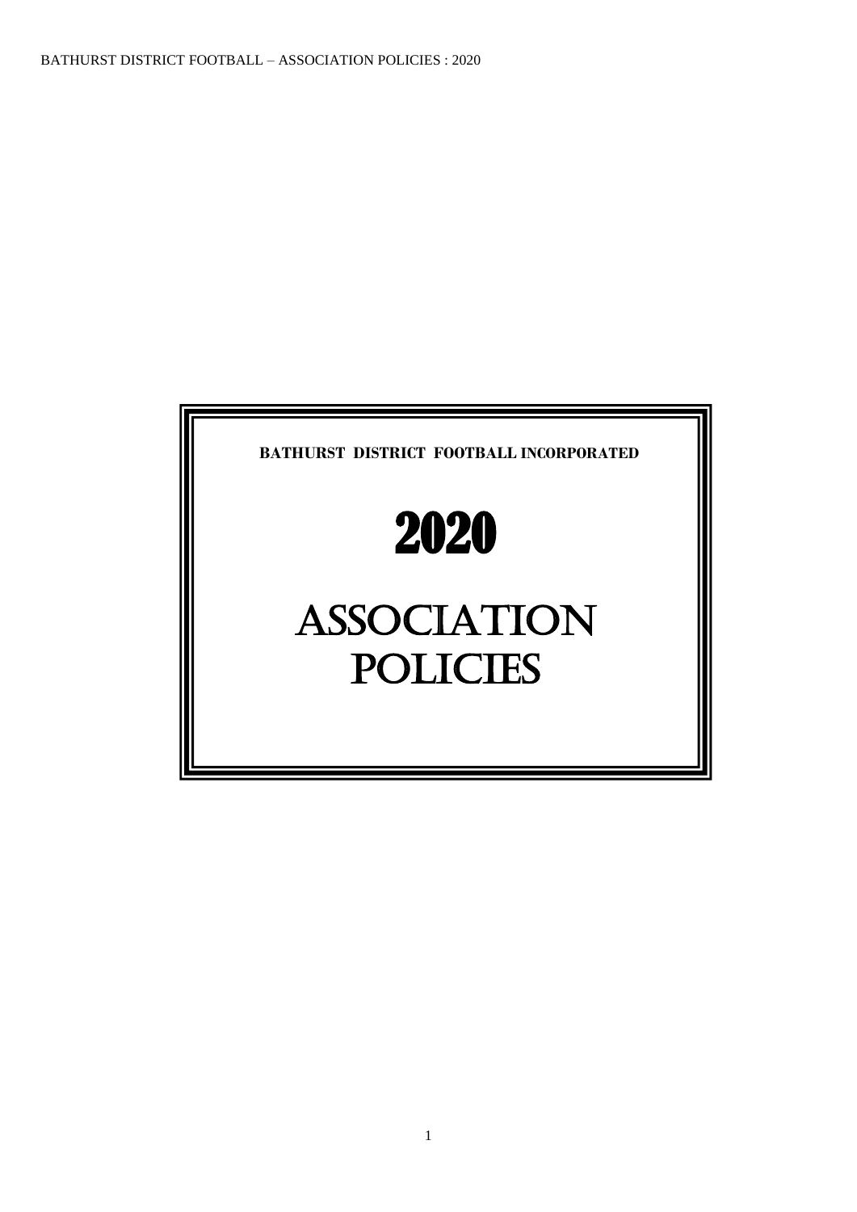**BATHURST DISTRICT FOOTBALL INCORPORATED**

# 2020

# ASSOCIATION POLICIES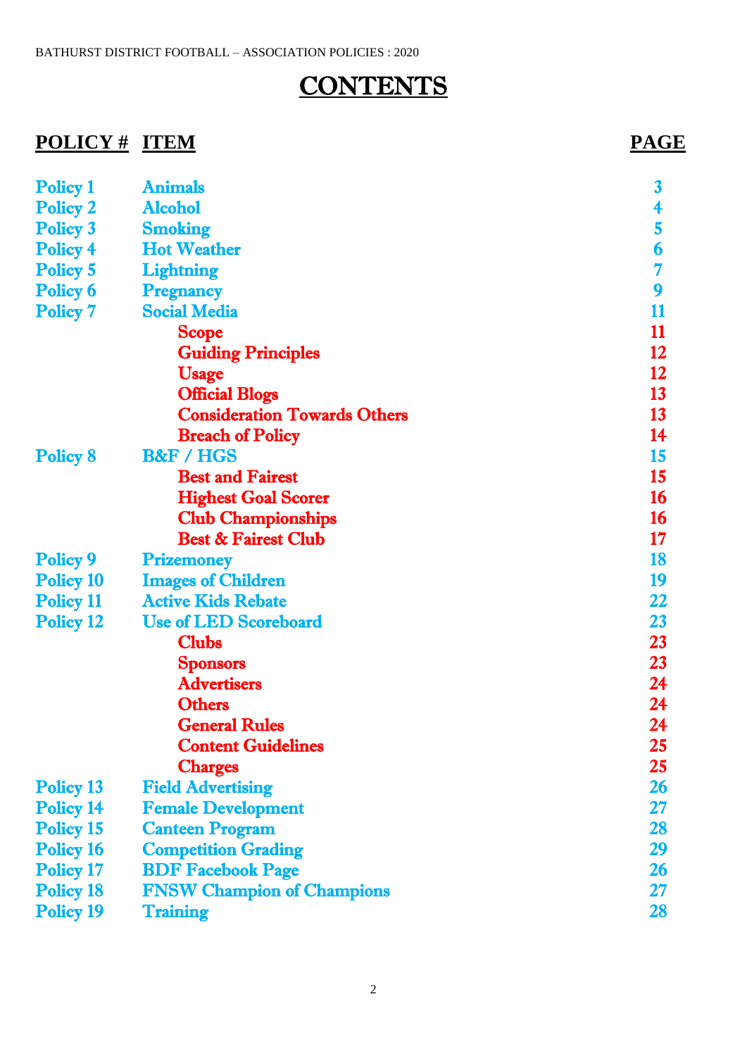# CONTENTS

| POLICY # | ITEM | PAGE |
|---|---|---|
| Policy 1 | Animals | 3 |
| Policy 2 | Alcohol | 4 |
| Policy 3 | Smoking | 5 |
| Policy 4 | Hot Weather | 6 |
| Policy 5 | Lightning | 7 |
| Policy 6 | Pregnancy | 9 |
| Policy 7 | Social Media | 11 |
| | Scope | 11 |
| | Guiding Principles | 12 |
| | Usage | 12 |
| | Official Blogs | 13 |
| | Consideration Towards Others | 13 |
| | Breach of Policy | 14 |
| Policy 8 | B&F / HGS | 15 |
| | Best and Fairest | 15 |
| | Highest Goal Scorer | 16 |
| | Club Championships | 16 |
| | Best & Fairest Club | 17 |
| Policy 9 | Prizemoney | 18 |
| Policy 10 | Images of Children | 19 |
| Policy 11 | Active Kids Rebate | 22 |
| Policy 12 | Use of LED Scoreboard | 23 |
| | Clubs | 23 |
| | Sponsors | 23 |
| | Advertisers | 24 |
| | Others | 24 |
| | General Rules | 24 |
| | Content Guidelines | 25 |
| | Charges | 25 |
| Policy 13 | Field Advertising | 26 |
| Policy 14 | Female Development | 27 |
| Policy 15 | Canteen Program | 28 |
| Policy 16 | Competition Grading | 29 |
| Policy 17 | BDF Facebook Page | 26 |
| Policy 18 | FNSW Champion of Champions | 27 |
| Policy 19 | Training | 28 |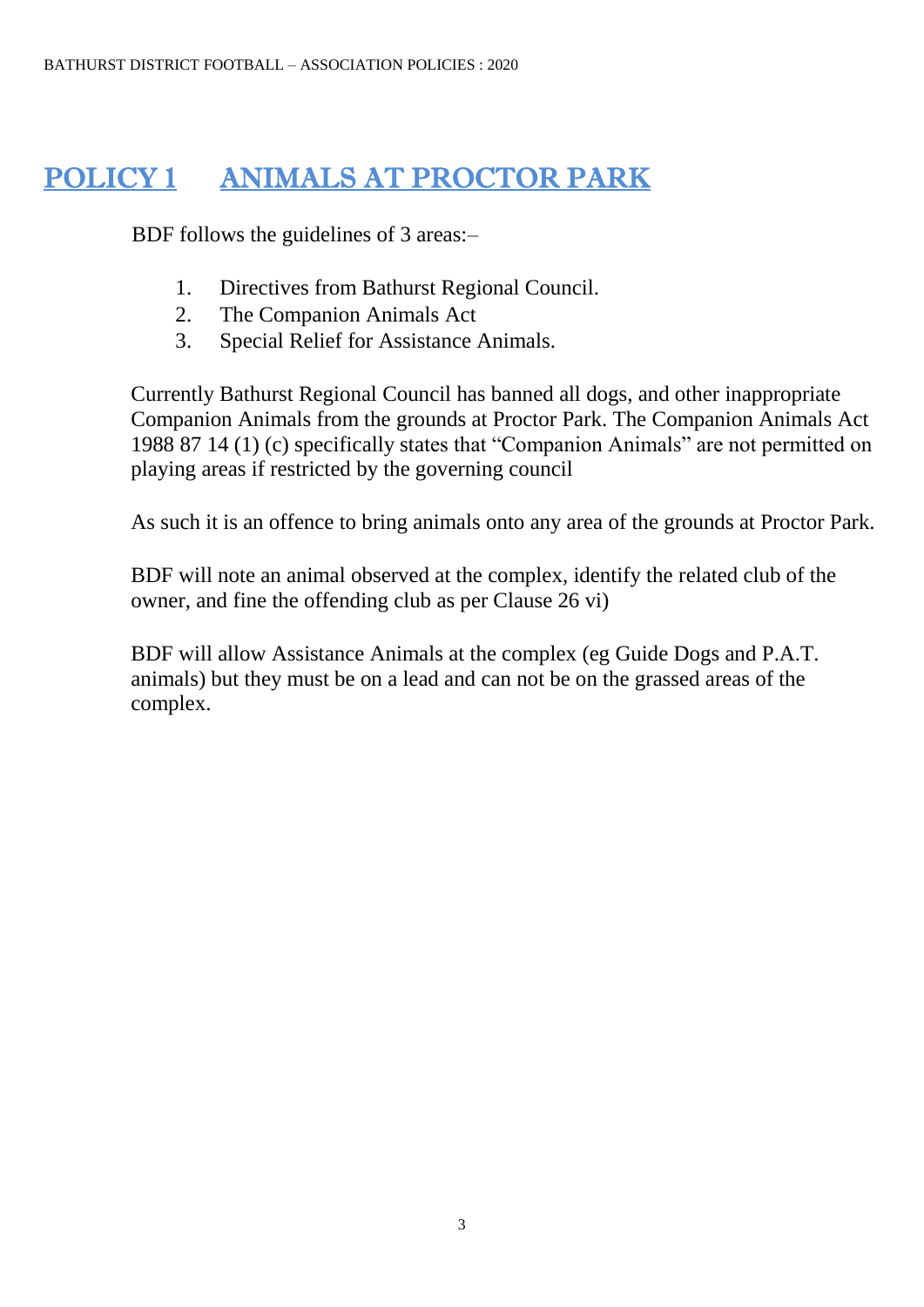# POLICY 1 ANIMALS AT PROCTOR PARK

BDF follows the guidelines of 3 areas:–

1. Directives from Bathurst Regional Council.
2. The Companion Animals Act
3. Special Relief for Assistance Animals.

Currently Bathurst Regional Council has banned all dogs, and other inappropriate Companion Animals from the grounds at Proctor Park. The Companion Animals Act 1988 87 14 (1) (c) specifically states that "Companion Animals" are not permitted on playing areas if restricted by the governing council

As such it is an offence to bring animals onto any area of the grounds at Proctor Park.

BDF will note an animal observed at the complex, identify the related club of the owner, and fine the offending club as per Clause 26 vi)

BDF will allow Assistance Animals at the complex (eg Guide Dogs and P.A.T. animals) but they must be on a lead and can not be on the grassed areas of the complex.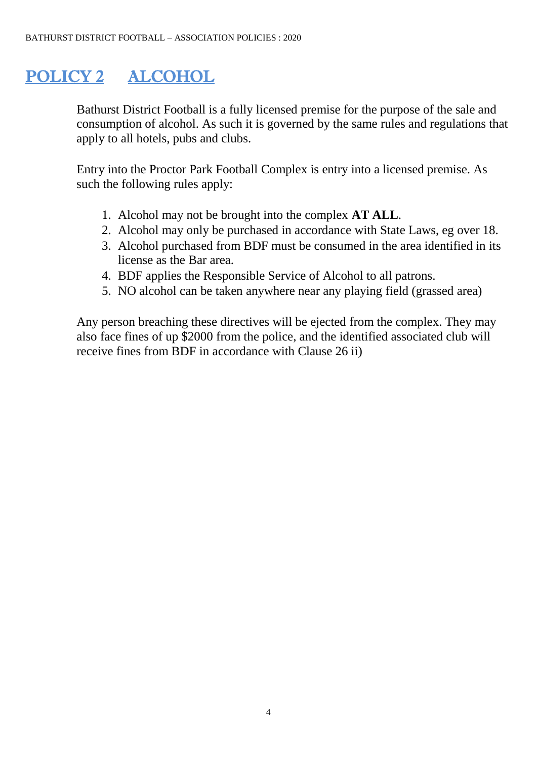# POLICY 2 ALCOHOL

Bathurst District Football is a fully licensed premise for the purpose of the sale and consumption of alcohol. As such it is governed by the same rules and regulations that apply to all hotels, pubs and clubs.

Entry into the Proctor Park Football Complex is entry into a licensed premise. As such the following rules apply:

1. Alcohol may not be brought into the complex **AT ALL**.
2. Alcohol may only be purchased in accordance with State Laws, eg over 18.
3. Alcohol purchased from BDF must be consumed in the area identified in its license as the Bar area.
4. BDF applies the Responsible Service of Alcohol to all patrons.
5. NO alcohol can be taken anywhere near any playing field (grassed area)

Any person breaching these directives will be ejected from the complex. They may also face fines of up $2000 from the police, and the identified associated club will receive fines from BDF in accordance with Clause 26 ii)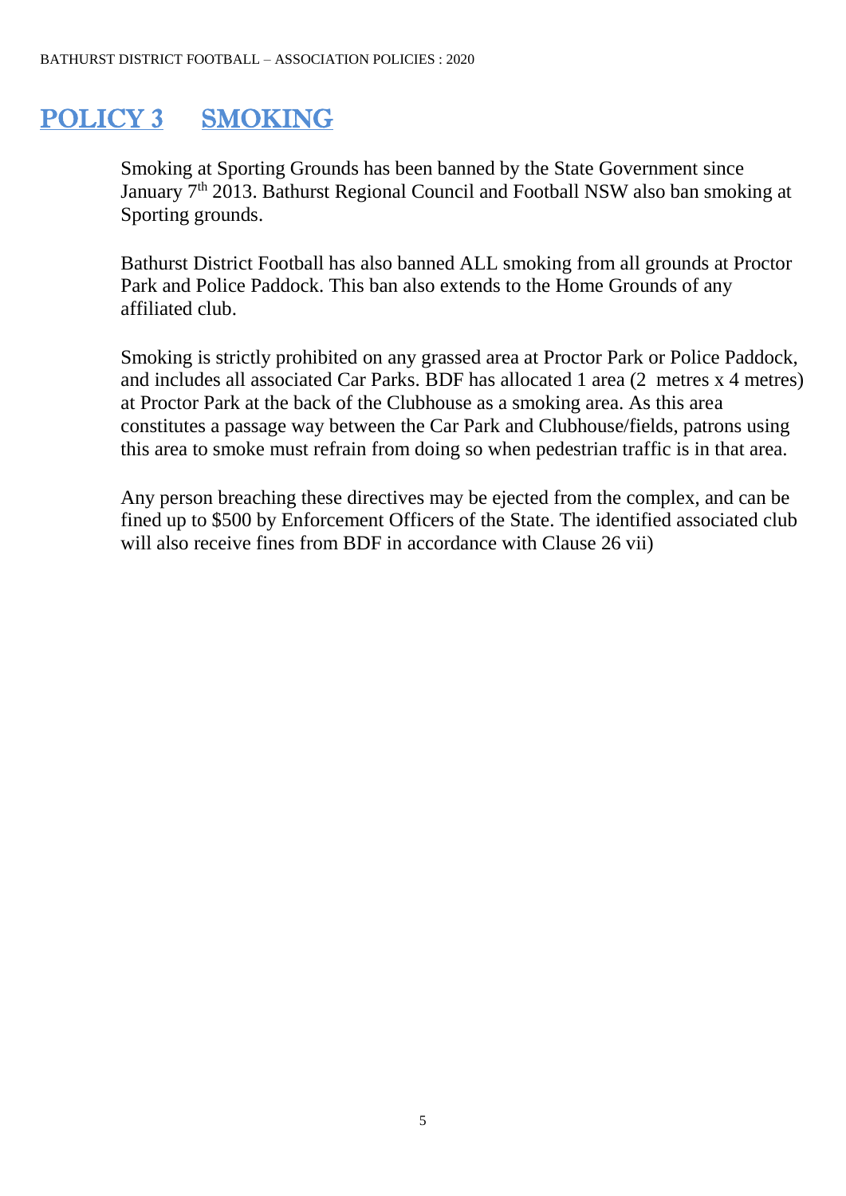# POLICY 3 SMOKING

Smoking at Sporting Grounds has been banned by the State Government since January 7th 2013. Bathurst Regional Council and Football NSW also ban smoking at Sporting grounds.

Bathurst District Football has also banned ALL smoking from all grounds at Proctor Park and Police Paddock. This ban also extends to the Home Grounds of any affiliated club.

Smoking is strictly prohibited on any grassed area at Proctor Park or Police Paddock, and includes all associated Car Parks. BDF has allocated 1 area (2 metres x 4 metres) at Proctor Park at the back of the Clubhouse as a smoking area. As this area constitutes a passage way between the Car Park and Clubhouse/fields, patrons using this area to smoke must refrain from doing so when pedestrian traffic is in that area.

Any person breaching these directives may be ejected from the complex, and can be fined up to $500 by Enforcement Officers of the State. The identified associated club will also receive fines from BDF in accordance with Clause 26 vii)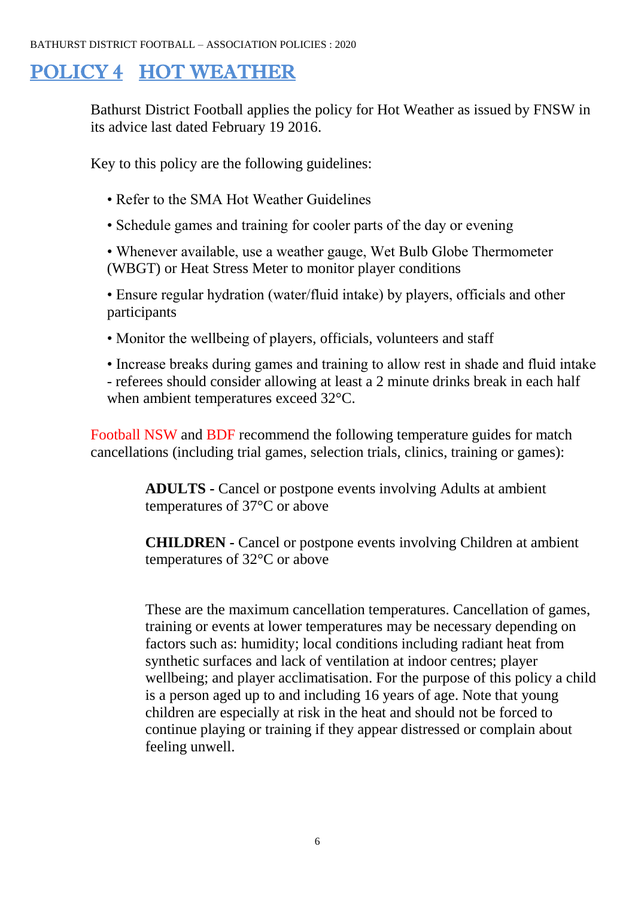# POLICY 4   HOT WEATHER

Bathurst District Football applies the policy for Hot Weather as issued by FNSW in its advice last dated February 19 2016.

Key to this policy are the following guidelines:

- Refer to the SMA Hot Weather Guidelines
- Schedule games and training for cooler parts of the day or evening
- Whenever available, use a weather gauge, Wet Bulb Globe Thermometer (WBGT) or Heat Stress Meter to monitor player conditions
- Ensure regular hydration (water/fluid intake) by players, officials and other participants
- Monitor the wellbeing of players, officials, volunteers and staff
- Increase breaks during games and training to allow rest in shade and fluid intake - referees should consider allowing at least a 2 minute drinks break in each half when ambient temperatures exceed 32°C.

Football NSW and BDF recommend the following temperature guides for match cancellations (including trial games, selection trials, clinics, training or games):

**ADULTS -** Cancel or postpone events involving Adults at ambient temperatures of 37°C or above

**CHILDREN -** Cancel or postpone events involving Children at ambient temperatures of 32°C or above

These are the maximum cancellation temperatures. Cancellation of games, training or events at lower temperatures may be necessary depending on factors such as: humidity; local conditions including radiant heat from synthetic surfaces and lack of ventilation at indoor centres; player wellbeing; and player acclimatisation. For the purpose of this policy a child is a person aged up to and including 16 years of age. Note that young children are especially at risk in the heat and should not be forced to continue playing or training if they appear distressed or complain about feeling unwell.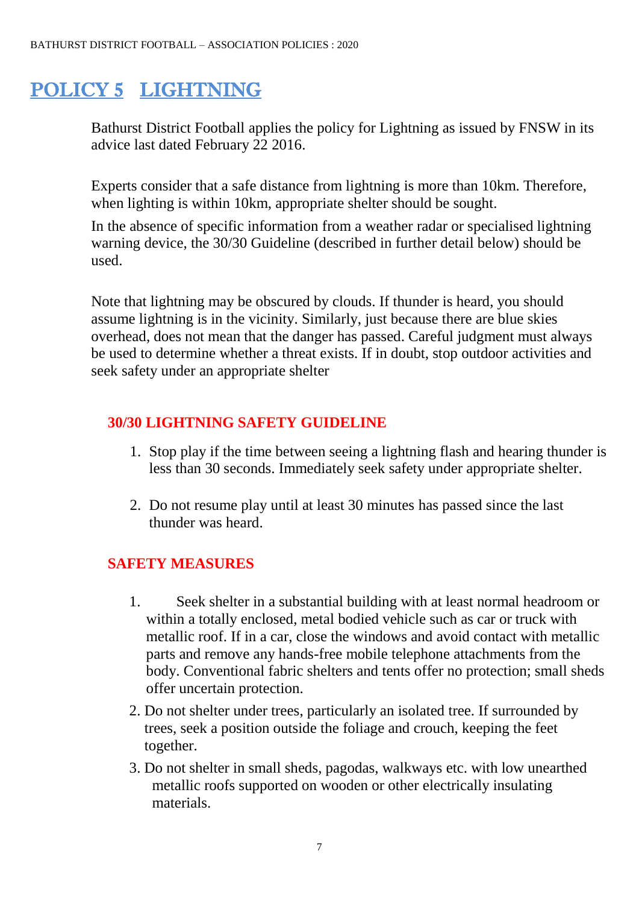# POLICY 5 LIGHTNING

Bathurst District Football applies the policy for Lightning as issued by FNSW in its advice last dated February 22 2016.

Experts consider that a safe distance from lightning is more than 10km. Therefore, when lighting is within 10km, appropriate shelter should be sought.

In the absence of specific information from a weather radar or specialised lightning warning device, the 30/30 Guideline (described in further detail below) should be used.

Note that lightning may be obscured by clouds. If thunder is heard, you should assume lightning is in the vicinity. Similarly, just because there are blue skies overhead, does not mean that the danger has passed. Careful judgment must always be used to determine whether a threat exists. If in doubt, stop outdoor activities and seek safety under an appropriate shelter

## 30/30 LIGHTNING SAFETY GUIDELINE

1. Stop play if the time between seeing a lightning flash and hearing thunder is less than 30 seconds. Immediately seek safety under appropriate shelter.

2. Do not resume play until at least 30 minutes has passed since the last thunder was heard.

## SAFETY MEASURES

1. Seek shelter in a substantial building with at least normal headroom or within a totally enclosed, metal bodied vehicle such as car or truck with metallic roof. If in a car, close the windows and avoid contact with metallic parts and remove any hands-free mobile telephone attachments from the body. Conventional fabric shelters and tents offer no protection; small sheds offer uncertain protection.
2. Do not shelter under trees, particularly an isolated tree. If surrounded by trees, seek a position outside the foliage and crouch, keeping the feet together.
3. Do not shelter in small sheds, pagodas, walkways etc. with low unearthed metallic roofs supported on wooden or other electrically insulating materials.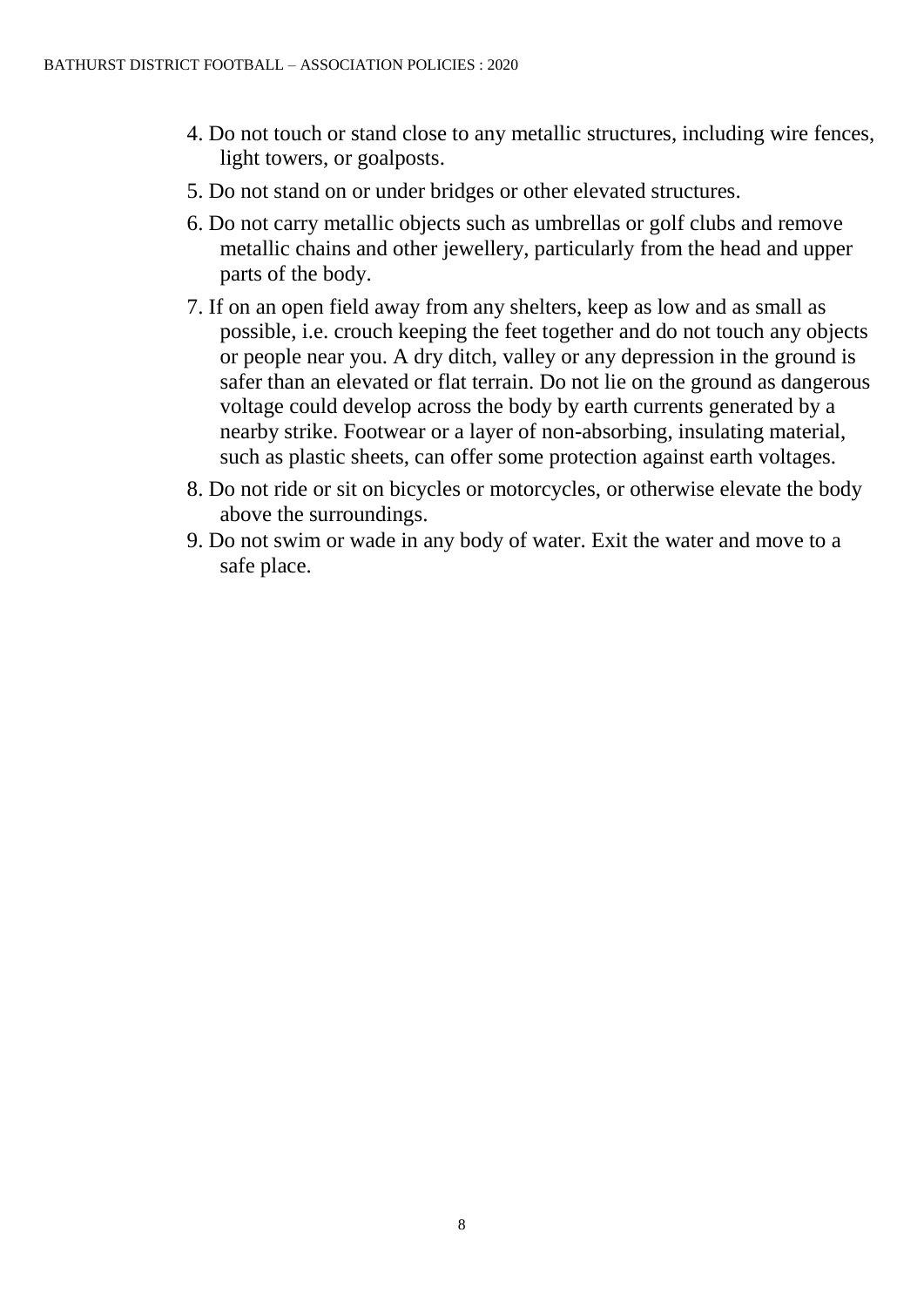4. Do not touch or stand close to any metallic structures, including wire fences, light towers, or goalposts.
5. Do not stand on or under bridges or other elevated structures.
6. Do not carry metallic objects such as umbrellas or golf clubs and remove metallic chains and other jewellery, particularly from the head and upper parts of the body.
7. If on an open field away from any shelters, keep as low and as small as possible, i.e. crouch keeping the feet together and do not touch any objects or people near you. A dry ditch, valley or any depression in the ground is safer than an elevated or flat terrain. Do not lie on the ground as dangerous voltage could develop across the body by earth currents generated by a nearby strike. Footwear or a layer of non-absorbing, insulating material, such as plastic sheets, can offer some protection against earth voltages.
8. Do not ride or sit on bicycles or motorcycles, or otherwise elevate the body above the surroundings.
9. Do not swim or wade in any body of water. Exit the water and move to a safe place.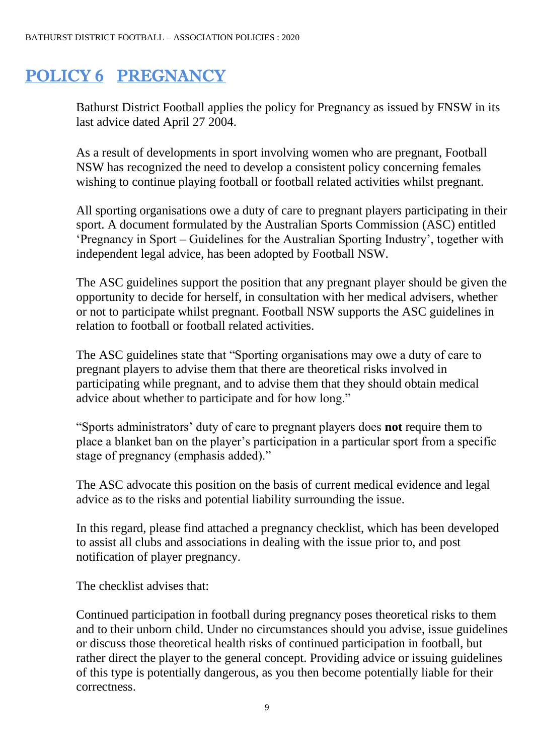# POLICY 6 PREGNANCY

Bathurst District Football applies the policy for Pregnancy as issued by FNSW in its last advice dated April 27 2004.

As a result of developments in sport involving women who are pregnant, Football NSW has recognized the need to develop a consistent policy concerning females wishing to continue playing football or football related activities whilst pregnant.

All sporting organisations owe a duty of care to pregnant players participating in their sport. A document formulated by the Australian Sports Commission (ASC) entitled 'Pregnancy in Sport – Guidelines for the Australian Sporting Industry', together with independent legal advice, has been adopted by Football NSW.

The ASC guidelines support the position that any pregnant player should be given the opportunity to decide for herself, in consultation with her medical advisers, whether or not to participate whilst pregnant. Football NSW supports the ASC guidelines in relation to football or football related activities.

The ASC guidelines state that "Sporting organisations may owe a duty of care to pregnant players to advise them that there are theoretical risks involved in participating while pregnant, and to advise them that they should obtain medical advice about whether to participate and for how long."

"Sports administrators' duty of care to pregnant players does **not** require them to place a blanket ban on the player's participation in a particular sport from a specific stage of pregnancy (emphasis added)."

The ASC advocate this position on the basis of current medical evidence and legal advice as to the risks and potential liability surrounding the issue.

In this regard, please find attached a pregnancy checklist, which has been developed to assist all clubs and associations in dealing with the issue prior to, and post notification of player pregnancy.

The checklist advises that:

Continued participation in football during pregnancy poses theoretical risks to them and to their unborn child. Under no circumstances should you advise, issue guidelines or discuss those theoretical health risks of continued participation in football, but rather direct the player to the general concept. Providing advice or issuing guidelines of this type is potentially dangerous, as you then become potentially liable for their correctness.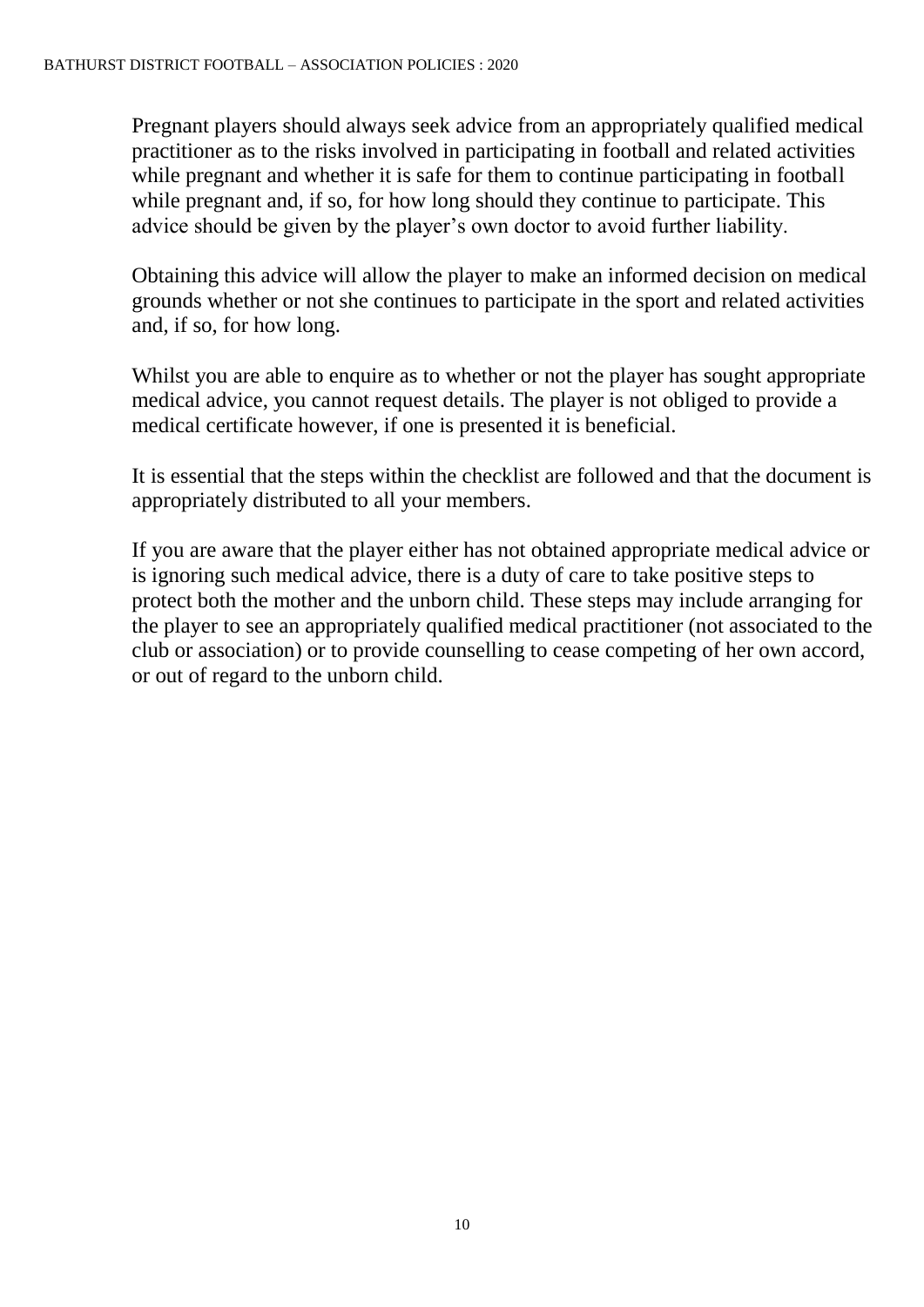Pregnant players should always seek advice from an appropriately qualified medical practitioner as to the risks involved in participating in football and related activities while pregnant and whether it is safe for them to continue participating in football while pregnant and, if so, for how long should they continue to participate. This advice should be given by the player's own doctor to avoid further liability.

Obtaining this advice will allow the player to make an informed decision on medical grounds whether or not she continues to participate in the sport and related activities and, if so, for how long.

Whilst you are able to enquire as to whether or not the player has sought appropriate medical advice, you cannot request details. The player is not obliged to provide a medical certificate however, if one is presented it is beneficial.

It is essential that the steps within the checklist are followed and that the document is appropriately distributed to all your members.

If you are aware that the player either has not obtained appropriate medical advice or is ignoring such medical advice, there is a duty of care to take positive steps to protect both the mother and the unborn child. These steps may include arranging for the player to see an appropriately qualified medical practitioner (not associated to the club or association) or to provide counselling to cease competing of her own accord, or out of regard to the unborn child.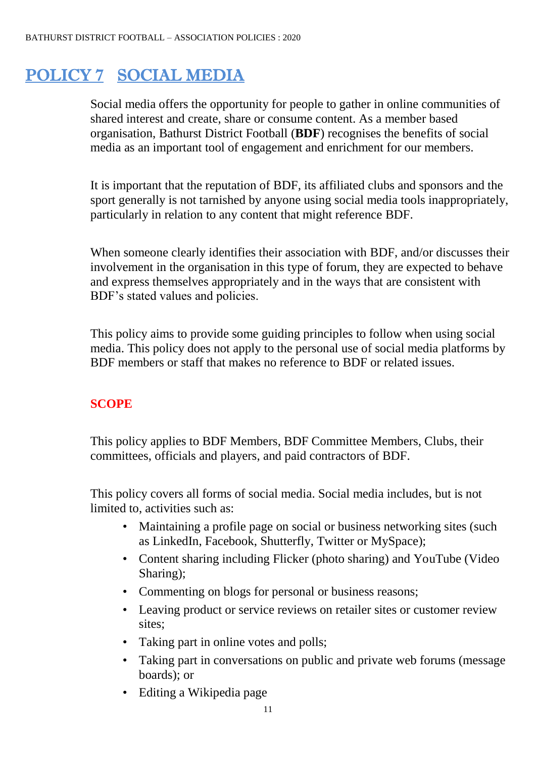# POLICY 7 SOCIAL MEDIA

Social media offers the opportunity for people to gather in online communities of shared interest and create, share or consume content. As a member based organisation, Bathurst District Football (**BDF**) recognises the benefits of social media as an important tool of engagement and enrichment for our members.

It is important that the reputation of BDF, its affiliated clubs and sponsors and the sport generally is not tarnished by anyone using social media tools inappropriately, particularly in relation to any content that might reference BDF.

When someone clearly identifies their association with BDF, and/or discusses their involvement in the organisation in this type of forum, they are expected to behave and express themselves appropriately and in the ways that are consistent with BDF's stated values and policies.

This policy aims to provide some guiding principles to follow when using social media. This policy does not apply to the personal use of social media platforms by BDF members or staff that makes no reference to BDF or related issues.

## SCOPE

This policy applies to BDF Members, BDF Committee Members, Clubs, their committees, officials and players, and paid contractors of BDF.

This policy covers all forms of social media. Social media includes, but is not limited to, activities such as:

- Maintaining a profile page on social or business networking sites (such as LinkedIn, Facebook, Shutterfly, Twitter or MySpace);
- Content sharing including Flicker (photo sharing) and YouTube (Video Sharing);
- Commenting on blogs for personal or business reasons;
- Leaving product or service reviews on retailer sites or customer review sites;
- Taking part in online votes and polls;
- Taking part in conversations on public and private web forums (message boards); or
- Editing a Wikipedia page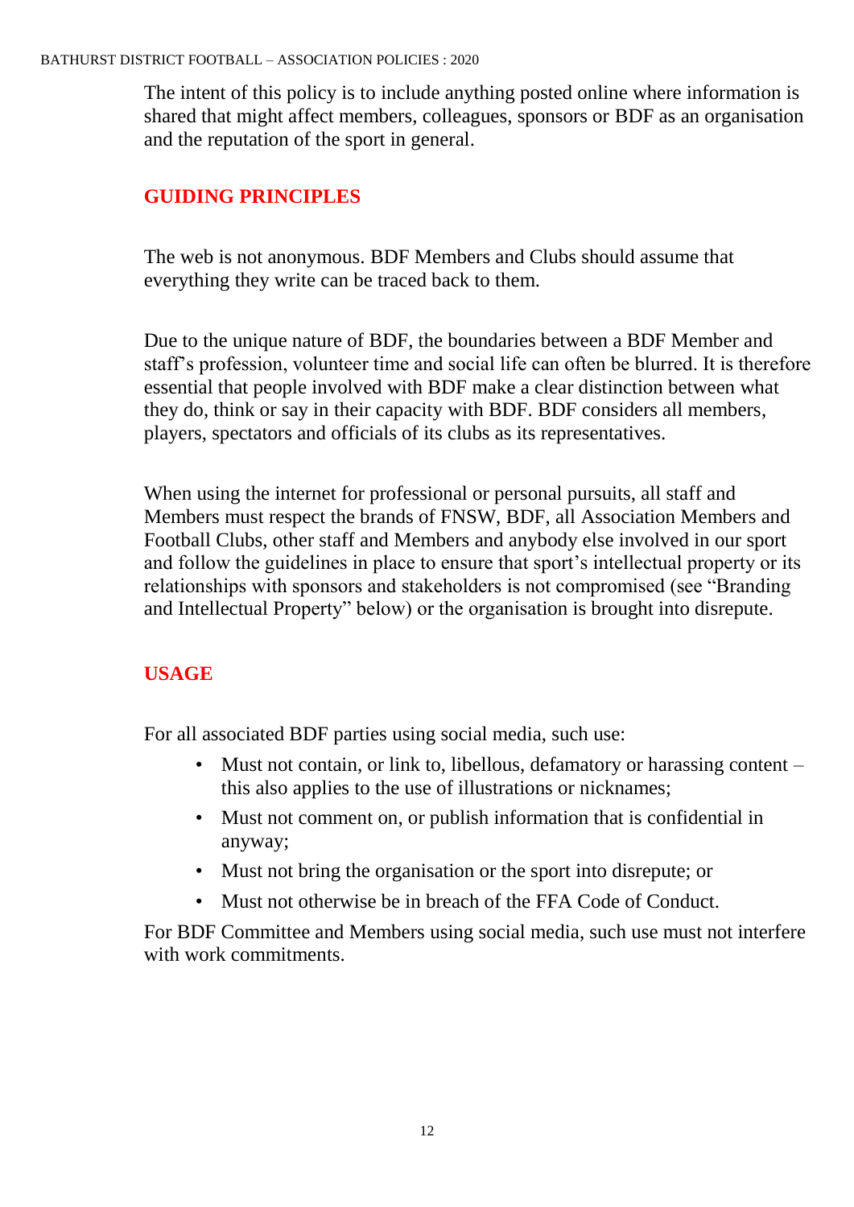The intent of this policy is to include anything posted online where information is shared that might affect members, colleagues, sponsors or BDF as an organisation and the reputation of the sport in general.

## GUIDING PRINCIPLES

The web is not anonymous. BDF Members and Clubs should assume that everything they write can be traced back to them.

Due to the unique nature of BDF, the boundaries between a BDF Member and staff's profession, volunteer time and social life can often be blurred. It is therefore essential that people involved with BDF make a clear distinction between what they do, think or say in their capacity with BDF. BDF considers all members, players, spectators and officials of its clubs as its representatives.

When using the internet for professional or personal pursuits, all staff and Members must respect the brands of FNSW, BDF, all Association Members and Football Clubs, other staff and Members and anybody else involved in our sport and follow the guidelines in place to ensure that sport's intellectual property or its relationships with sponsors and stakeholders is not compromised (see "Branding and Intellectual Property" below) or the organisation is brought into disrepute.

## USAGE

For all associated BDF parties using social media, such use:

- Must not contain, or link to, libellous, defamatory or harassing content – this also applies to the use of illustrations or nicknames;
- Must not comment on, or publish information that is confidential in anyway;
- Must not bring the organisation or the sport into disrepute; or
- Must not otherwise be in breach of the FFA Code of Conduct.

For BDF Committee and Members using social media, such use must not interfere with work commitments.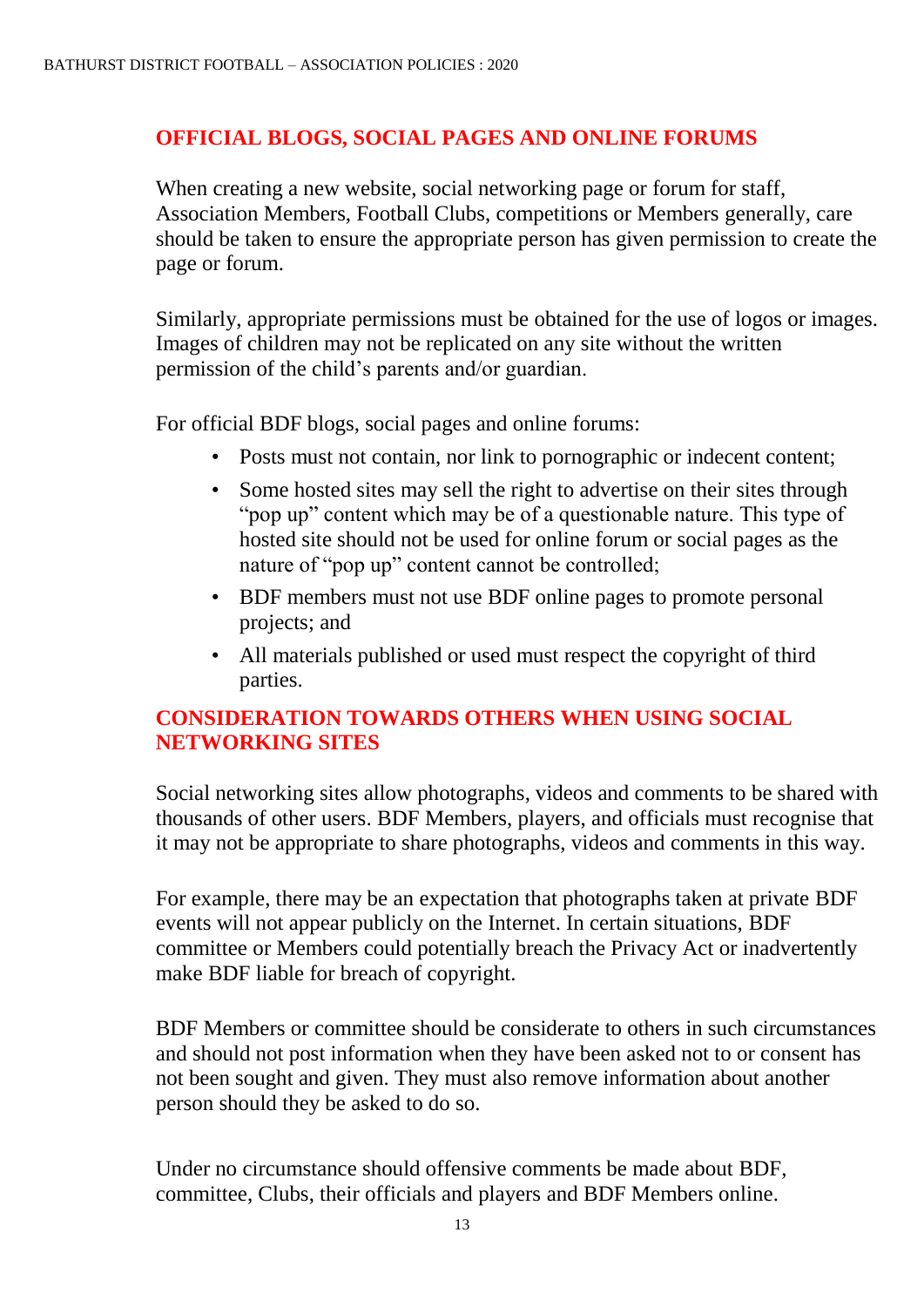## OFFICIAL BLOGS, SOCIAL PAGES AND ONLINE FORUMS

When creating a new website, social networking page or forum for staff, Association Members, Football Clubs, competitions or Members generally, care should be taken to ensure the appropriate person has given permission to create the page or forum.

Similarly, appropriate permissions must be obtained for the use of logos or images. Images of children may not be replicated on any site without the written permission of the child's parents and/or guardian.

For official BDF blogs, social pages and online forums:

- Posts must not contain, nor link to pornographic or indecent content;
- Some hosted sites may sell the right to advertise on their sites through "pop up" content which may be of a questionable nature. This type of hosted site should not be used for online forum or social pages as the nature of "pop up" content cannot be controlled;
- BDF members must not use BDF online pages to promote personal projects; and
- All materials published or used must respect the copyright of third parties.

## CONSIDERATION TOWARDS OTHERS WHEN USING SOCIAL NETWORKING SITES

Social networking sites allow photographs, videos and comments to be shared with thousands of other users. BDF Members, players, and officials must recognise that it may not be appropriate to share photographs, videos and comments in this way.

For example, there may be an expectation that photographs taken at private BDF events will not appear publicly on the Internet. In certain situations, BDF committee or Members could potentially breach the Privacy Act or inadvertently make BDF liable for breach of copyright.

BDF Members or committee should be considerate to others in such circumstances and should not post information when they have been asked not to or consent has not been sought and given. They must also remove information about another person should they be asked to do so.

Under no circumstance should offensive comments be made about BDF, committee, Clubs, their officials and players and BDF Members online.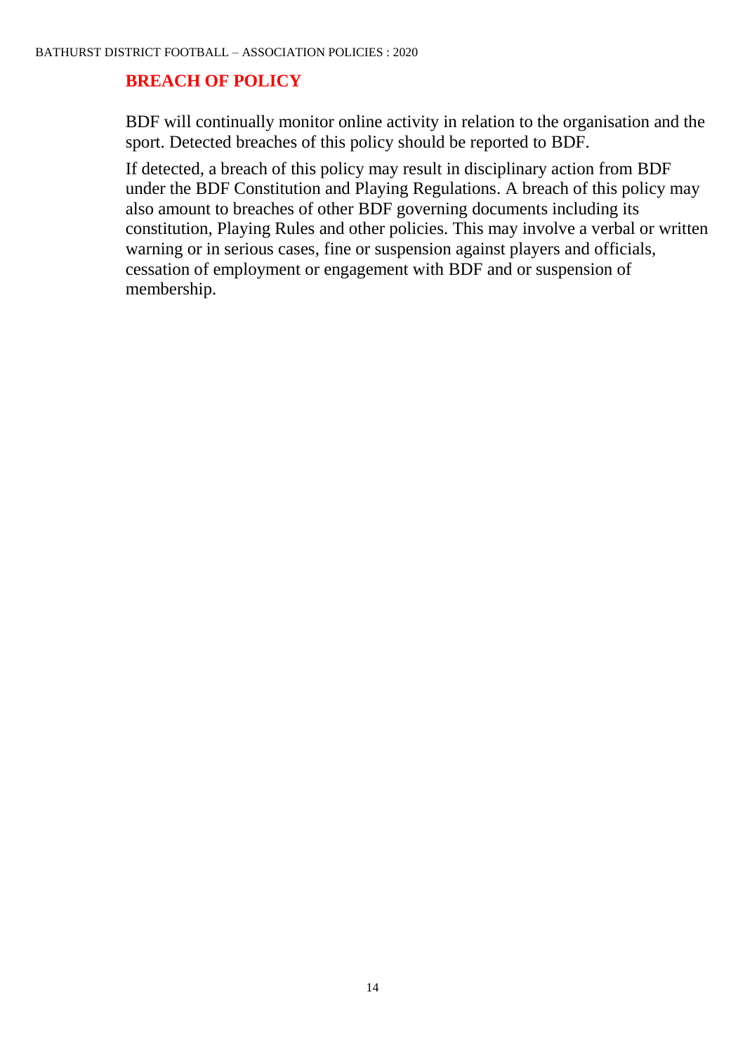## BREACH OF POLICY

BDF will continually monitor online activity in relation to the organisation and the sport. Detected breaches of this policy should be reported to BDF.

If detected, a breach of this policy may result in disciplinary action from BDF under the BDF Constitution and Playing Regulations. A breach of this policy may also amount to breaches of other BDF governing documents including its constitution, Playing Rules and other policies. This may involve a verbal or written warning or in serious cases, fine or suspension against players and officials, cessation of employment or engagement with BDF and or suspension of membership.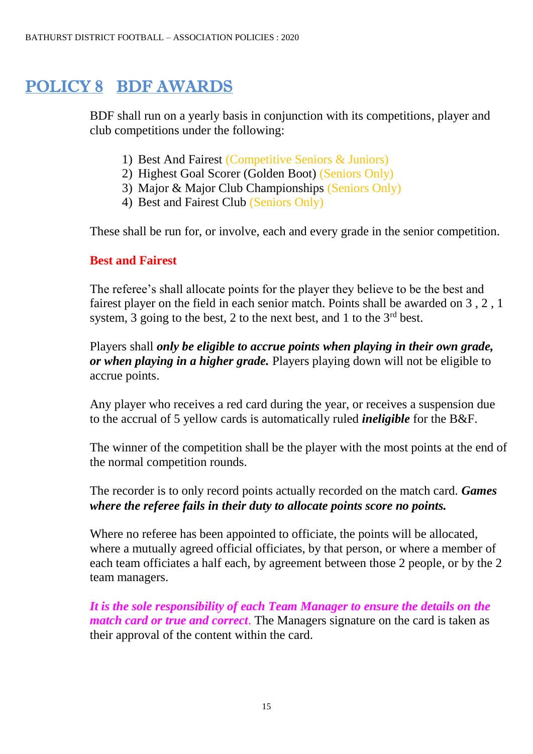# POLICY 8 BDF AWARDS

BDF shall run on a yearly basis in conjunction with its competitions, player and club competitions under the following:

1) Best And Fairest (Competitive Seniors & Juniors)
2) Highest Goal Scorer (Golden Boot) (Seniors Only)
3) Major & Major Club Championships (Seniors Only)
4) Best and Fairest Club (Seniors Only)

These shall be run for, or involve, each and every grade in the senior competition.

**Best and Fairest**

The referee's shall allocate points for the player they believe to be the best and fairest player on the field in each senior match. Points shall be awarded on 3 , 2 , 1 system, 3 going to the best, 2 to the next best, and 1 to the 3rd best.

Players shall ***only be eligible to accrue points when playing in their own grade, or when playing in a higher grade.*** Players playing down will not be eligible to accrue points.

Any player who receives a red card during the year, or receives a suspension due to the accrual of 5 yellow cards is automatically ruled ***ineligible*** for the B&F.

The winner of the competition shall be the player with the most points at the end of the normal competition rounds.

The recorder is to only record points actually recorded on the match card. ***Games where the referee fails in their duty to allocate points score no points.***

Where no referee has been appointed to officiate, the points will be allocated, where a mutually agreed official officiates, by that person, or where a member of each team officiates a half each, by agreement between those 2 people, or by the 2 team managers.

***It is the sole responsibility of each Team Manager to ensure the details on the match card or true and correct***. The Managers signature on the card is taken as their approval of the content within the card.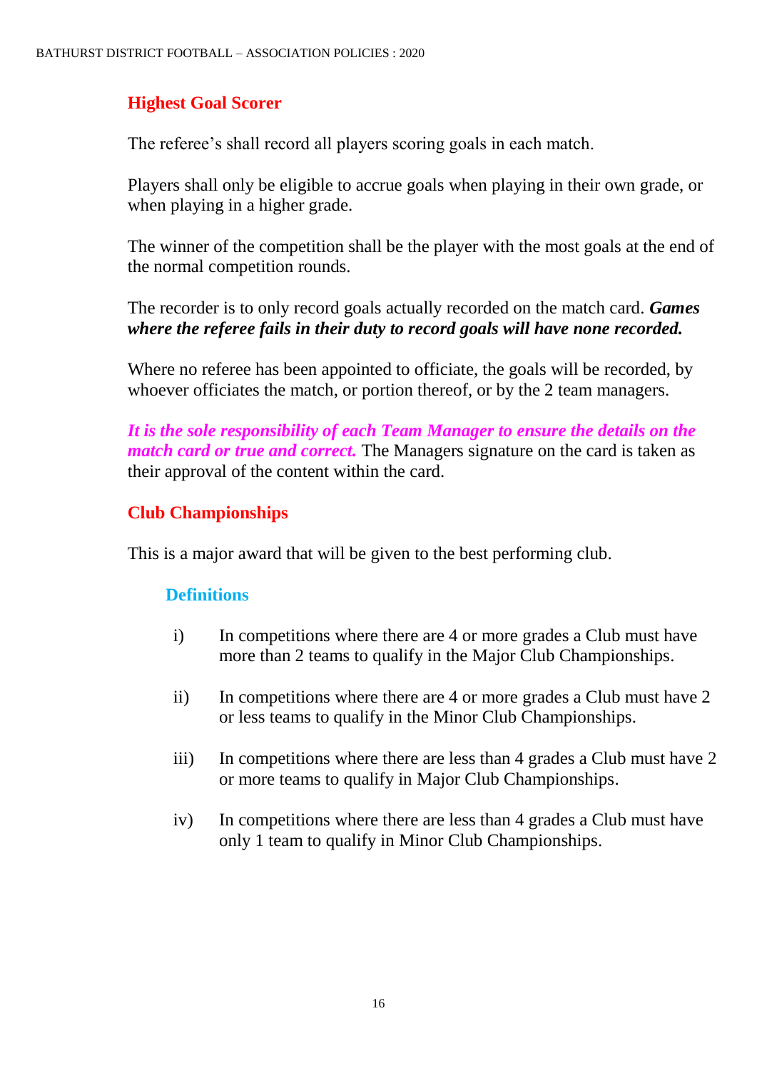## Highest Goal Scorer

The referee's shall record all players scoring goals in each match.

Players shall only be eligible to accrue goals when playing in their own grade, or when playing in a higher grade.

The winner of the competition shall be the player with the most goals at the end of the normal competition rounds.

The recorder is to only record goals actually recorded on the match card. ***Games where the referee fails in their duty to record goals will have none recorded.***

Where no referee has been appointed to officiate, the goals will be recorded, by whoever officiates the match, or portion thereof, or by the 2 team managers.

***It is the sole responsibility of each Team Manager to ensure the details on the match card or true and correct.*** The Managers signature on the card is taken as their approval of the content within the card.

## Club Championships

This is a major award that will be given to the best performing club.

### Definitions

i) In competitions where there are 4 or more grades a Club must have more than 2 teams to qualify in the Major Club Championships.

ii) In competitions where there are 4 or more grades a Club must have 2 or less teams to qualify in the Minor Club Championships.

iii) In competitions where there are less than 4 grades a Club must have 2 or more teams to qualify in Major Club Championships.

iv) In competitions where there are less than 4 grades a Club must have only 1 team to qualify in Minor Club Championships.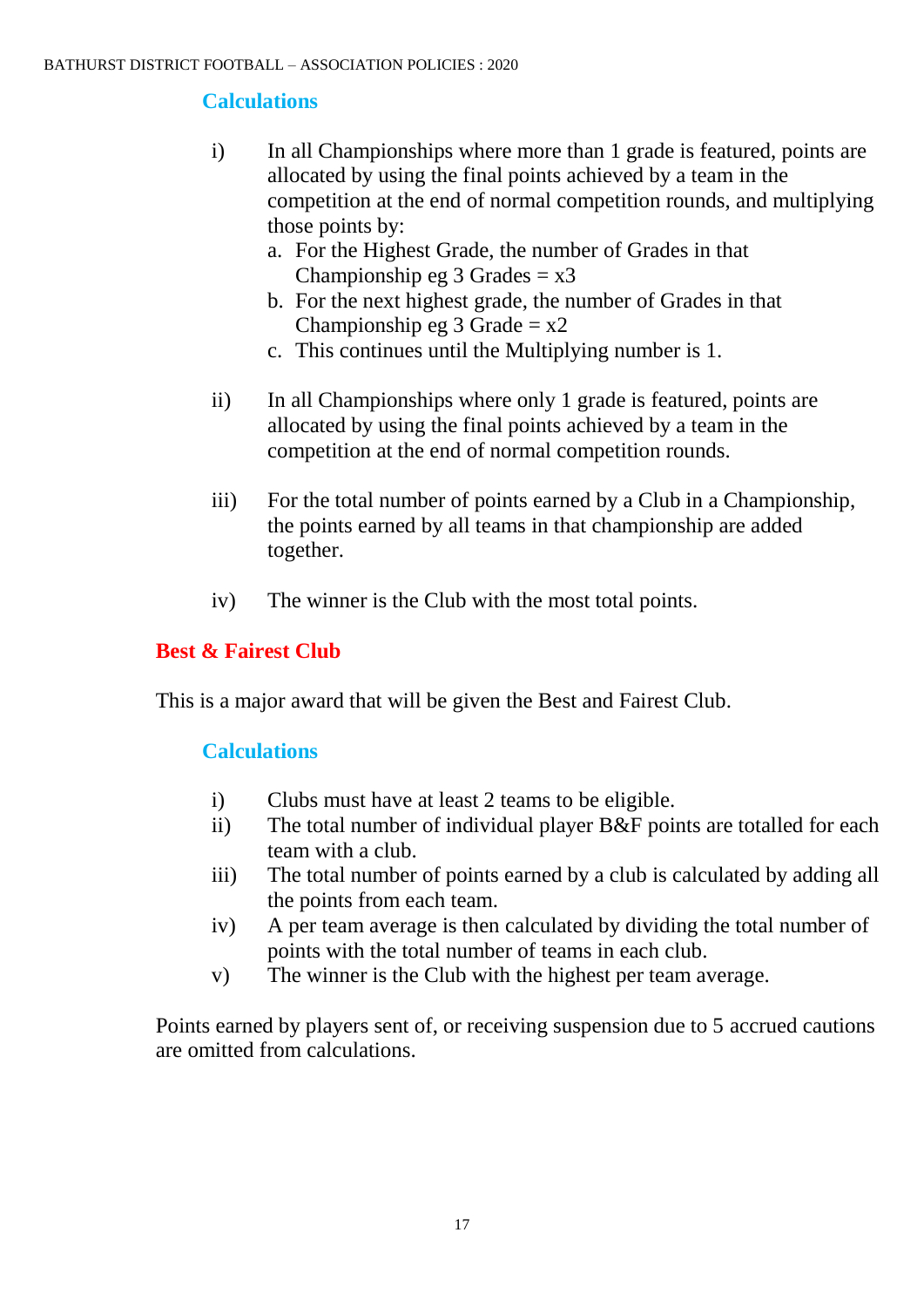### Calculations

i) In all Championships where more than 1 grade is featured, points are allocated by using the final points achieved by a team in the competition at the end of normal competition rounds, and multiplying those points by:
   a. For the Highest Grade, the number of Grades in that Championship eg 3 Grades = x3
   b. For the next highest grade, the number of Grades in that Championship eg 3 Grade = x2
   c. This continues until the Multiplying number is 1.

ii) In all Championships where only 1 grade is featured, points are allocated by using the final points achieved by a team in the competition at the end of normal competition rounds.

iii) For the total number of points earned by a Club in a Championship, the points earned by all teams in that championship are added together.

iv) The winner is the Club with the most total points.

## Best & Fairest Club

This is a major award that will be given the Best and Fairest Club.

### Calculations

i) Clubs must have at least 2 teams to be eligible.
ii) The total number of individual player B&F points are totalled for each team with a club.
iii) The total number of points earned by a club is calculated by adding all the points from each team.
iv) A per team average is then calculated by dividing the total number of points with the total number of teams in each club.
v) The winner is the Club with the highest per team average.

Points earned by players sent of, or receiving suspension due to 5 accrued cautions are omitted from calculations.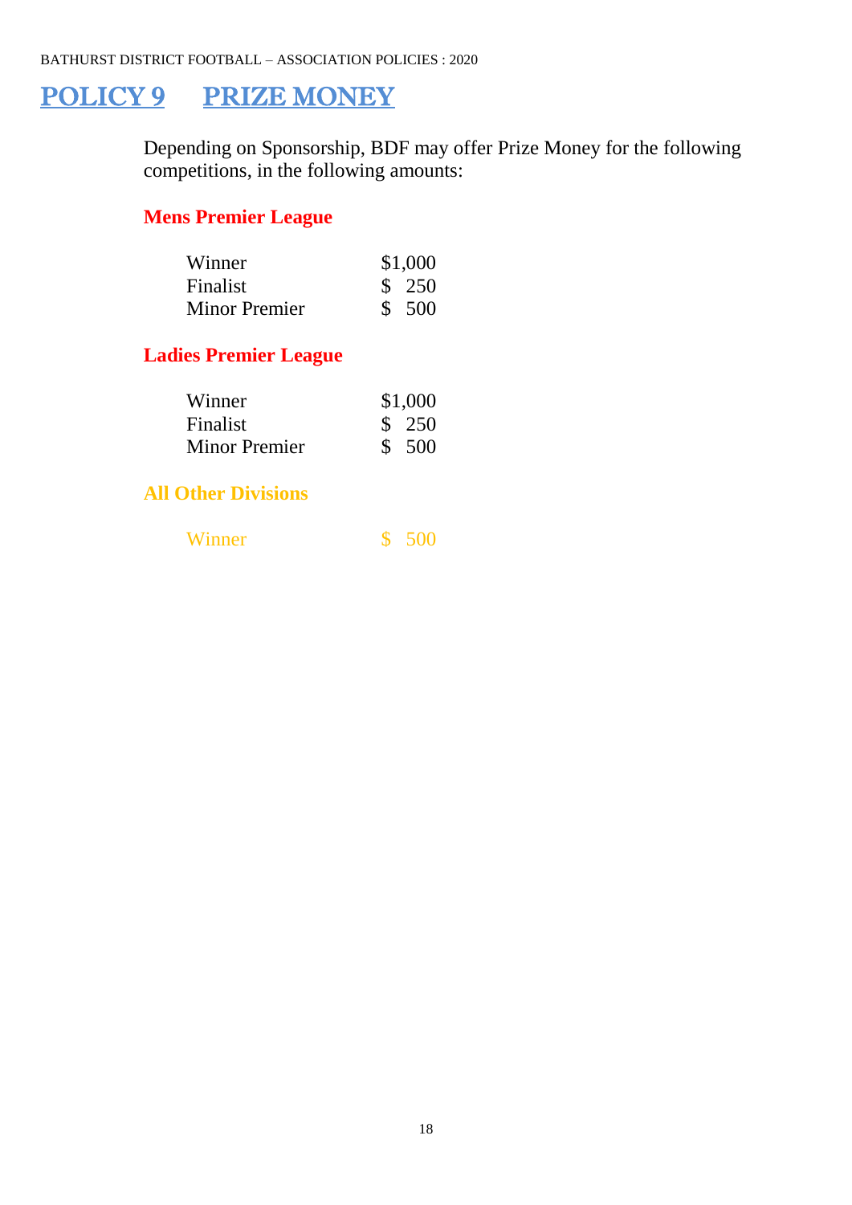# POLICY 9 PRIZE MONEY

Depending on Sponsorship, BDF may offer Prize Money for the following competitions, in the following amounts:

### Mens Premier League

| | |
|---|---|
| Winner | $1,000 |
| Finalist | $ 250 |
| Minor Premier | $ 500 |

### Ladies Premier League

| | |
|---|---|
| Winner | $1,000 |
| Finalist | $ 250 |
| Minor Premier | $ 500 |

### All Other Divisions

| | |
|---|---|
| Winner | $ 500 |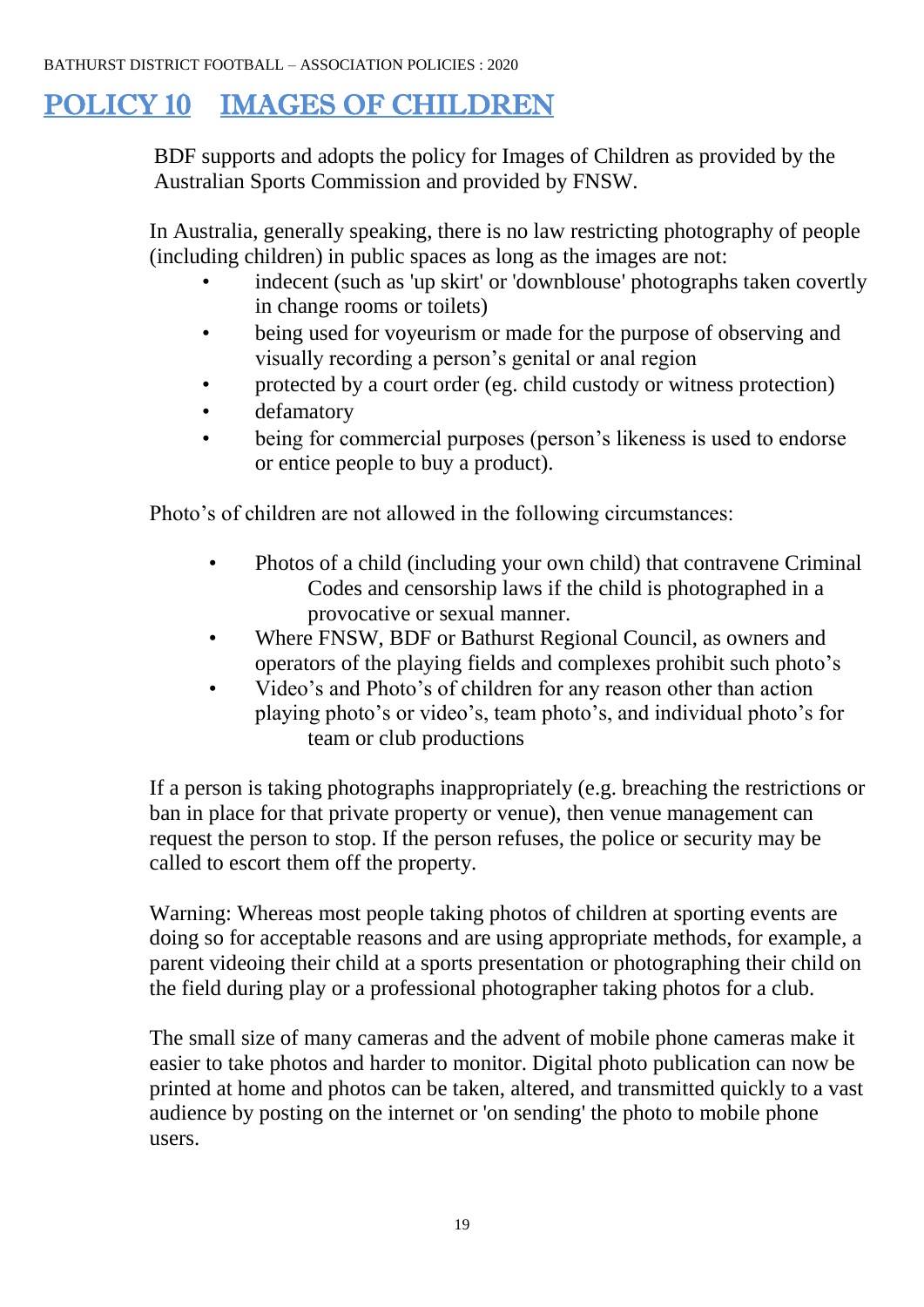# POLICY 10 IMAGES OF CHILDREN

BDF supports and adopts the policy for Images of Children as provided by the Australian Sports Commission and provided by FNSW.

In Australia, generally speaking, there is no law restricting photography of people (including children) in public spaces as long as the images are not:

- indecent (such as 'up skirt' or 'downblouse' photographs taken covertly in change rooms or toilets)
- being used for voyeurism or made for the purpose of observing and visually recording a person's genital or anal region
- protected by a court order (eg. child custody or witness protection)
- defamatory
- being for commercial purposes (person's likeness is used to endorse or entice people to buy a product).

Photo's of children are not allowed in the following circumstances:

- Photos of a child (including your own child) that contravene Criminal Codes and censorship laws if the child is photographed in a provocative or sexual manner.
- Where FNSW, BDF or Bathurst Regional Council, as owners and operators of the playing fields and complexes prohibit such photo's
- Video's and Photo's of children for any reason other than action playing photo's or video's, team photo's, and individual photo's for team or club productions

If a person is taking photographs inappropriately (e.g. breaching the restrictions or ban in place for that private property or venue), then venue management can request the person to stop. If the person refuses, the police or security may be called to escort them off the property.

Warning: Whereas most people taking photos of children at sporting events are doing so for acceptable reasons and are using appropriate methods, for example, a parent videoing their child at a sports presentation or photographing their child on the field during play or a professional photographer taking photos for a club.

The small size of many cameras and the advent of mobile phone cameras make it easier to take photos and harder to monitor. Digital photo publication can now be printed at home and photos can be taken, altered, and transmitted quickly to a vast audience by posting on the internet or 'on sending' the photo to mobile phone users.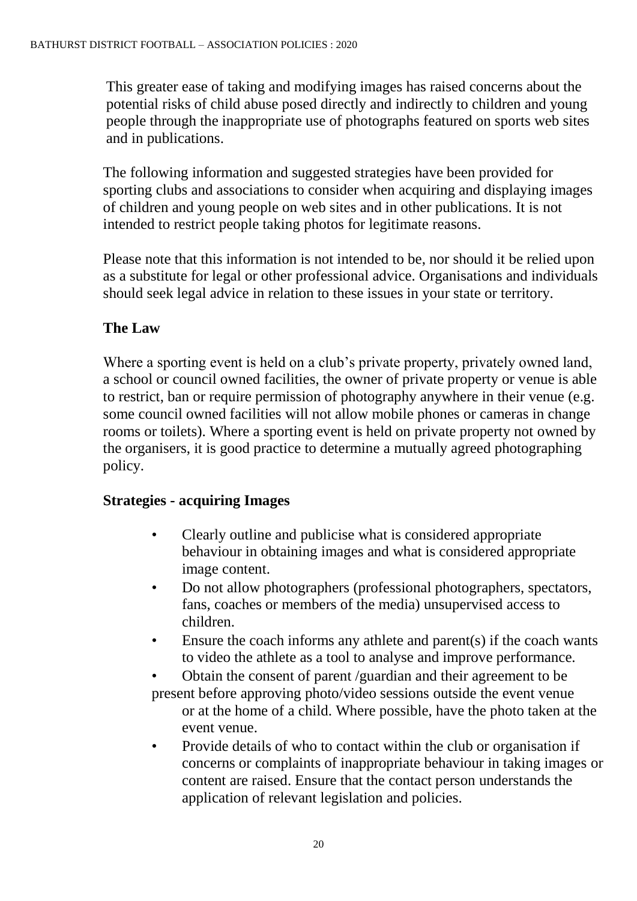This greater ease of taking and modifying images has raised concerns about the potential risks of child abuse posed directly and indirectly to children and young people through the inappropriate use of photographs featured on sports web sites and in publications.

The following information and suggested strategies have been provided for sporting clubs and associations to consider when acquiring and displaying images of children and young people on web sites and in other publications. It is not intended to restrict people taking photos for legitimate reasons.

Please note that this information is not intended to be, nor should it be relied upon as a substitute for legal or other professional advice. Organisations and individuals should seek legal advice in relation to these issues in your state or territory.

**The Law**

Where a sporting event is held on a club's private property, privately owned land, a school or council owned facilities, the owner of private property or venue is able to restrict, ban or require permission of photography anywhere in their venue (e.g. some council owned facilities will not allow mobile phones or cameras in change rooms or toilets). Where a sporting event is held on private property not owned by the organisers, it is good practice to determine a mutually agreed photographing policy.

**Strategies - acquiring Images**

- Clearly outline and publicise what is considered appropriate behaviour in obtaining images and what is considered appropriate image content.
- Do not allow photographers (professional photographers, spectators, fans, coaches or members of the media) unsupervised access to children.
- Ensure the coach informs any athlete and parent(s) if the coach wants to video the athlete as a tool to analyse and improve performance.
- Obtain the consent of parent /guardian and their agreement to be present before approving photo/video sessions outside the event venue or at the home of a child. Where possible, have the photo taken at the event venue.
- Provide details of who to contact within the club or organisation if concerns or complaints of inappropriate behaviour in taking images or content are raised. Ensure that the contact person understands the application of relevant legislation and policies.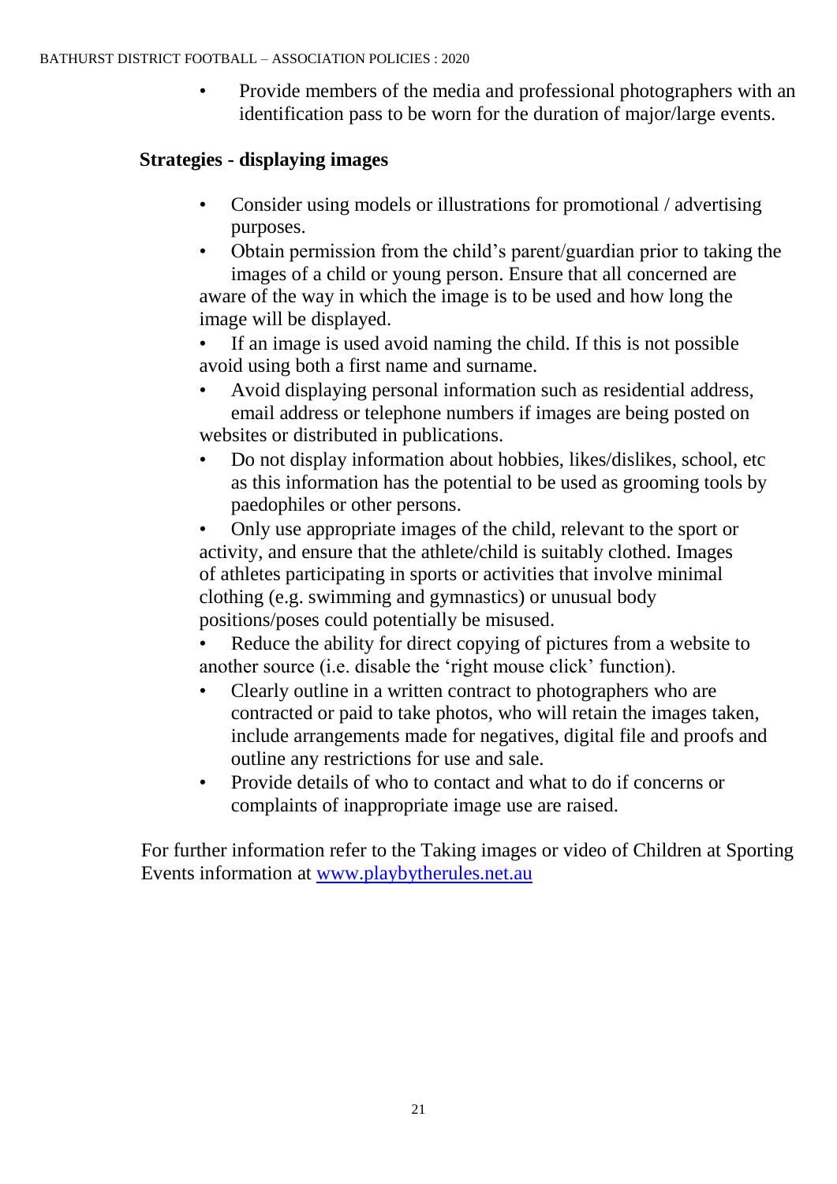- Provide members of the media and professional photographers with an identification pass to be worn for the duration of major/large events.

**Strategies - displaying images**

- Consider using models or illustrations for promotional / advertising purposes.
- Obtain permission from the child's parent/guardian prior to taking the images of a child or young person. Ensure that all concerned are aware of the way in which the image is to be used and how long the image will be displayed.
- If an image is used avoid naming the child. If this is not possible avoid using both a first name and surname.
- Avoid displaying personal information such as residential address, email address or telephone numbers if images are being posted on websites or distributed in publications.
- Do not display information about hobbies, likes/dislikes, school, etc as this information has the potential to be used as grooming tools by paedophiles or other persons.
- Only use appropriate images of the child, relevant to the sport or activity, and ensure that the athlete/child is suitably clothed. Images of athletes participating in sports or activities that involve minimal clothing (e.g. swimming and gymnastics) or unusual body positions/poses could potentially be misused.
- Reduce the ability for direct copying of pictures from a website to another source (i.e. disable the 'right mouse click' function).
- Clearly outline in a written contract to photographers who are contracted or paid to take photos, who will retain the images taken, include arrangements made for negatives, digital file and proofs and outline any restrictions for use and sale.
- Provide details of who to contact and what to do if concerns or complaints of inappropriate image use are raised.

For further information refer to the Taking images or video of Children at Sporting Events information at www.playbytherules.net.au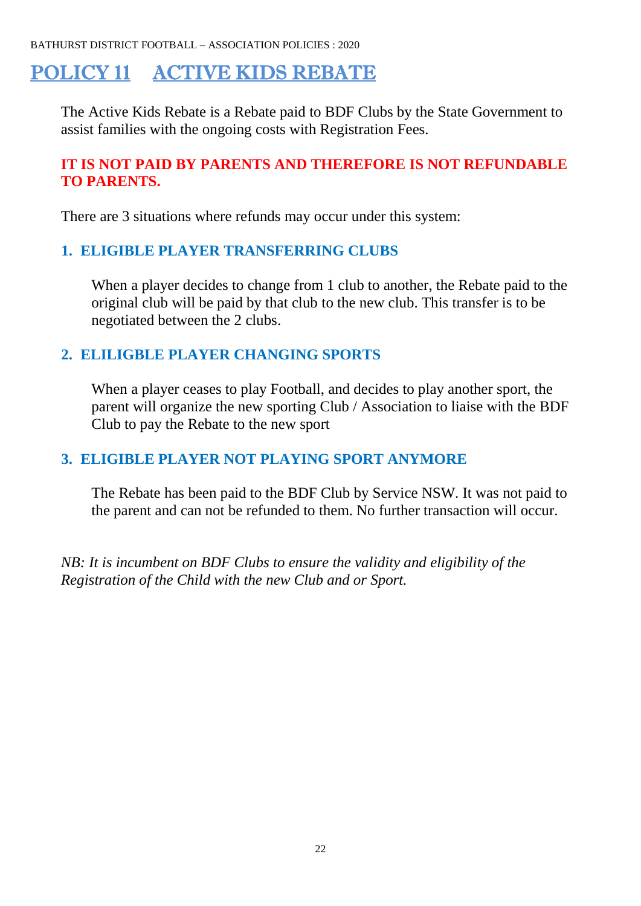# POLICY 11 ACTIVE KIDS REBATE

The Active Kids Rebate is a Rebate paid to BDF Clubs by the State Government to assist families with the ongoing costs with Registration Fees.

**IT IS NOT PAID BY PARENTS AND THEREFORE IS NOT REFUNDABLE TO PARENTS.**

There are 3 situations where refunds may occur under this system:

### 1. ELIGIBLE PLAYER TRANSFERRING CLUBS

When a player decides to change from 1 club to another, the Rebate paid to the original club will be paid by that club to the new club. This transfer is to be negotiated between the 2 clubs.

### 2. ELILIGBLE PLAYER CHANGING SPORTS

When a player ceases to play Football, and decides to play another sport, the parent will organize the new sporting Club / Association to liaise with the BDF Club to pay the Rebate to the new sport

### 3. ELIGIBLE PLAYER NOT PLAYING SPORT ANYMORE

The Rebate has been paid to the BDF Club by Service NSW. It was not paid to the parent and can not be refunded to them. No further transaction will occur.

*NB: It is incumbent on BDF Clubs to ensure the validity and eligibility of the Registration of the Child with the new Club and or Sport.*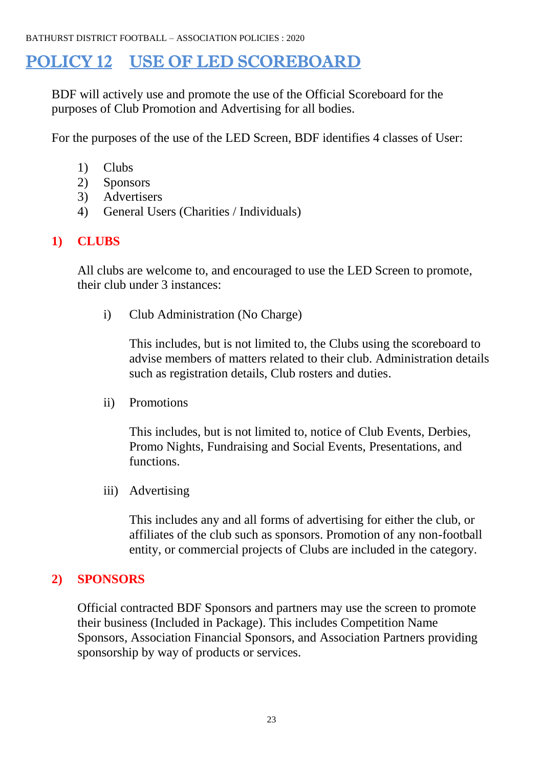# POLICY 12 USE OF LED SCOREBOARD

BDF will actively use and promote the use of the Official Scoreboard for the purposes of Club Promotion and Advertising for all bodies.

For the purposes of the use of the LED Screen, BDF identifies 4 classes of User:

1) Clubs
2) Sponsors
3) Advertisers
4) General Users (Charities / Individuals)

## 1) CLUBS

All clubs are welcome to, and encouraged to use the LED Screen to promote, their club under 3 instances:

i) Club Administration (No Charge)

   This includes, but is not limited to, the Clubs using the scoreboard to advise members of matters related to their club. Administration details such as registration details, Club rosters and duties.

ii) Promotions

   This includes, but is not limited to, notice of Club Events, Derbies, Promo Nights, Fundraising and Social Events, Presentations, and functions.

iii) Advertising

   This includes any and all forms of advertising for either the club, or affiliates of the club such as sponsors. Promotion of any non-football entity, or commercial projects of Clubs are included in the category.

## 2) SPONSORS

Official contracted BDF Sponsors and partners may use the screen to promote their business (Included in Package). This includes Competition Name Sponsors, Association Financial Sponsors, and Association Partners providing sponsorship by way of products or services.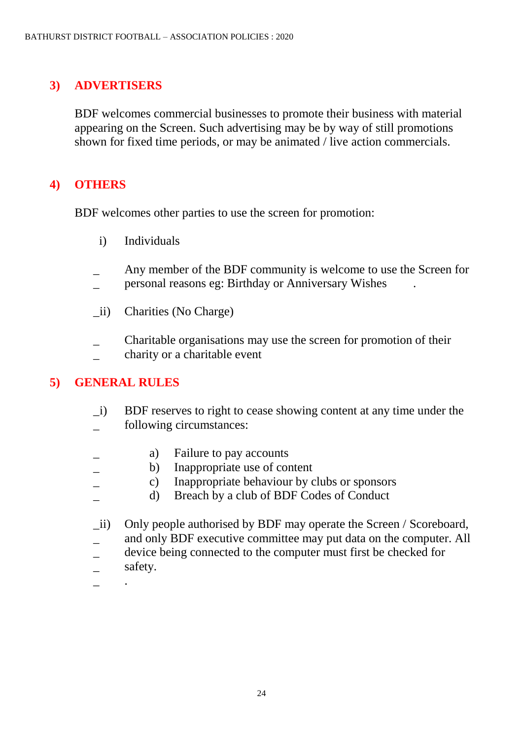## 3) ADVERTISERS

BDF welcomes commercial businesses to promote their business with material appearing on the Screen. Such advertising may be by way of still promotions shown for fixed time periods, or may be animated / live action commercials.

## 4) OTHERS

BDF welcomes other parties to use the screen for promotion:

i) Individuals

Any member of the BDF community is welcome to use the Screen for personal reasons eg: Birthday or Anniversary Wishes .

ii) Charities (No Charge)

Charitable organisations may use the screen for promotion of their charity or a charitable event

## 5) GENERAL RULES

i) BDF reserves to right to cease showing content at any time under the following circumstances:

- a) Failure to pay accounts
- b) Inappropriate use of content
- c) Inappropriate behaviour by clubs or sponsors
- d) Breach by a club of BDF Codes of Conduct

ii) Only people authorised by BDF may operate the Screen / Scoreboard, and only BDF executive committee may put data on the computer. All device being connected to the computer must first be checked for safety.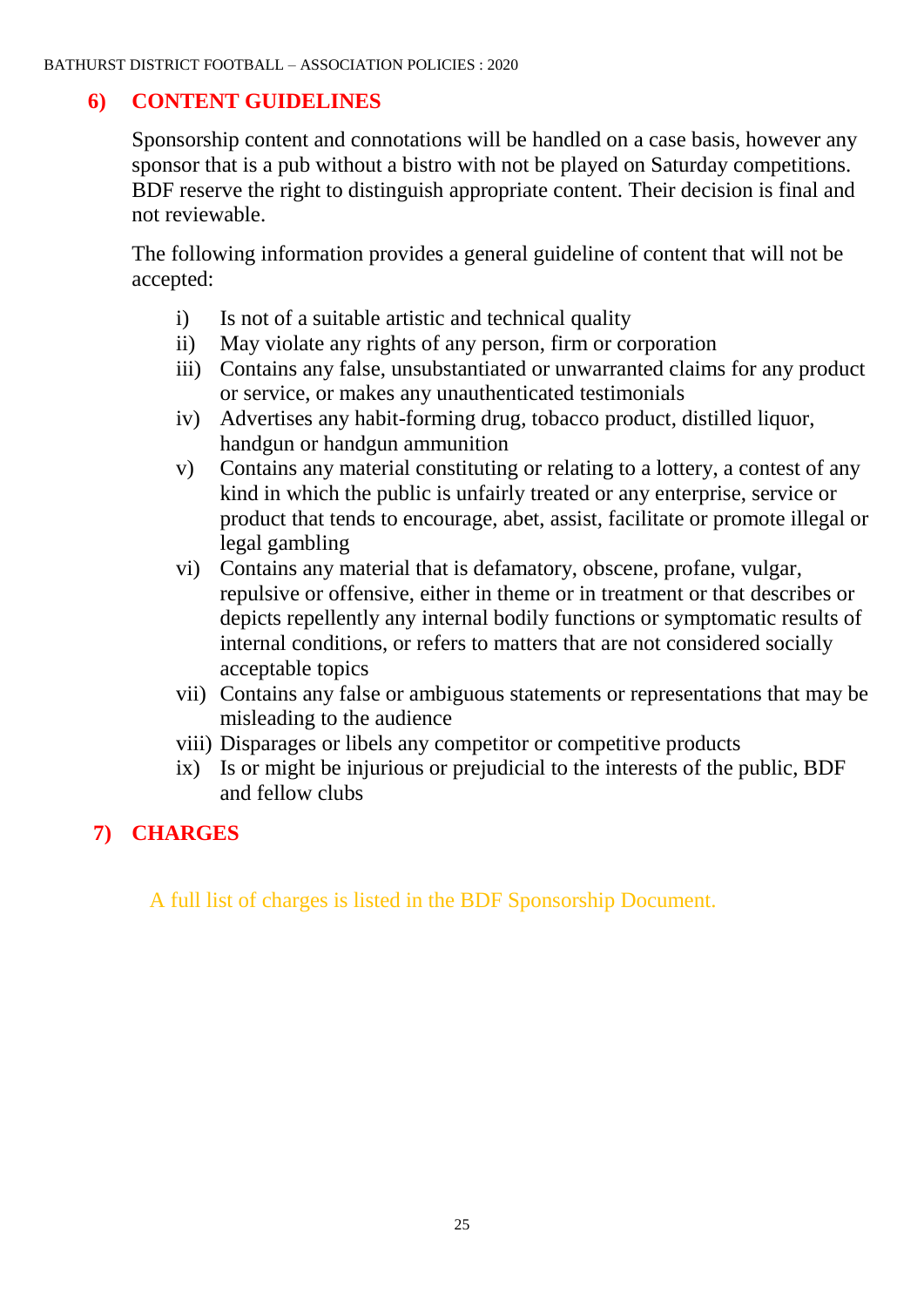## 6) CONTENT GUIDELINES

Sponsorship content and connotations will be handled on a case basis, however any sponsor that is a pub without a bistro with not be played on Saturday competitions. BDF reserve the right to distinguish appropriate content. Their decision is final and not reviewable.

The following information provides a general guideline of content that will not be accepted:

i) Is not of a suitable artistic and technical quality
ii) May violate any rights of any person, firm or corporation
iii) Contains any false, unsubstantiated or unwarranted claims for any product or service, or makes any unauthenticated testimonials
iv) Advertises any habit-forming drug, tobacco product, distilled liquor, handgun or handgun ammunition
v) Contains any material constituting or relating to a lottery, a contest of any kind in which the public is unfairly treated or any enterprise, service or product that tends to encourage, abet, assist, facilitate or promote illegal or legal gambling
vi) Contains any material that is defamatory, obscene, profane, vulgar, repulsive or offensive, either in theme or in treatment or that describes or depicts repellently any internal bodily functions or symptomatic results of internal conditions, or refers to matters that are not considered socially acceptable topics
vii) Contains any false or ambiguous statements or representations that may be misleading to the audience
viii) Disparages or libels any competitor or competitive products
ix) Is or might be injurious or prejudicial to the interests of the public, BDF and fellow clubs

## 7) CHARGES

A full list of charges is listed in the BDF Sponsorship Document.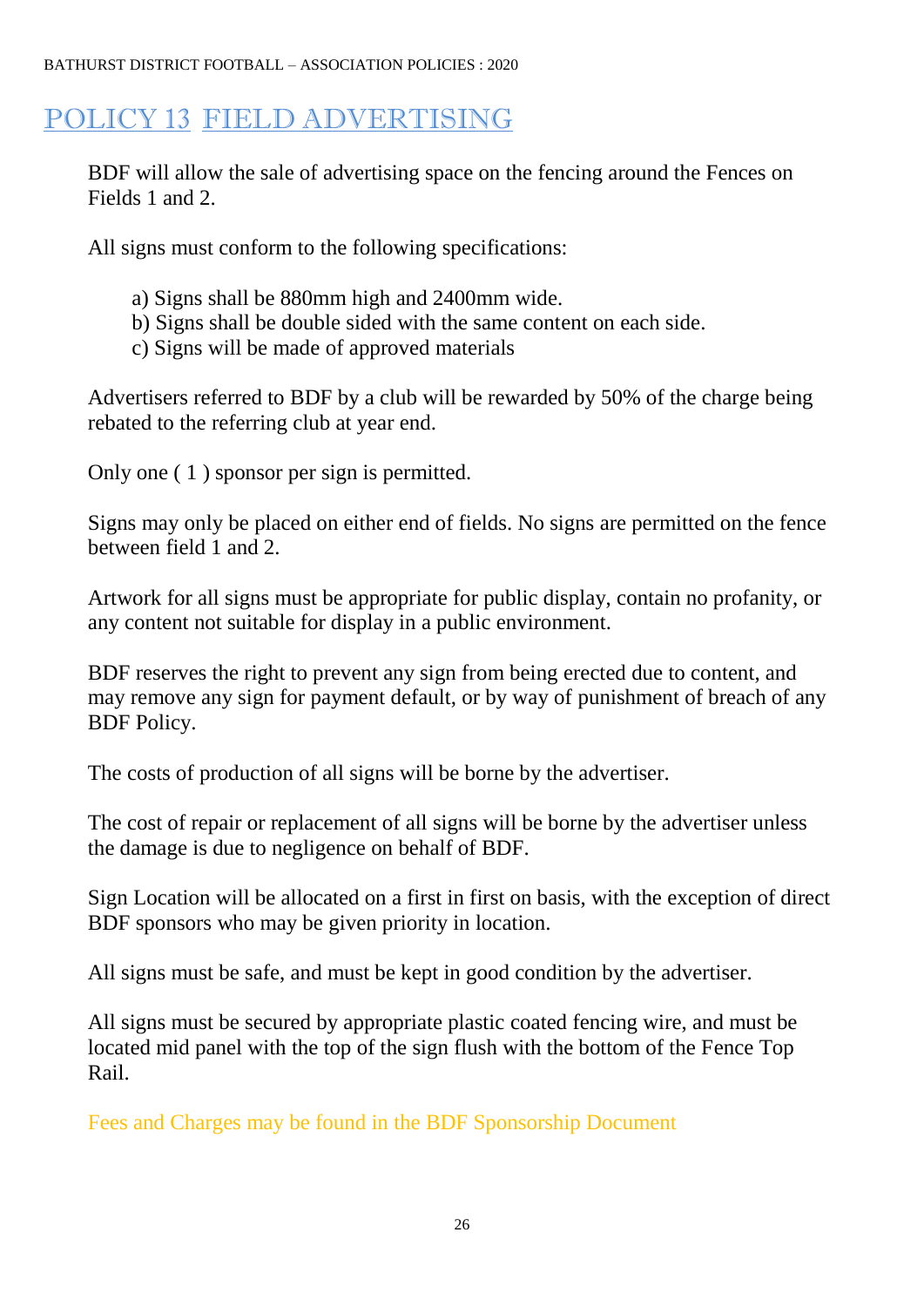# POLICY 13 FIELD ADVERTISING

BDF will allow the sale of advertising space on the fencing around the Fences on Fields 1 and 2.

All signs must conform to the following specifications:

a) Signs shall be 880mm high and 2400mm wide.
b) Signs shall be double sided with the same content on each side.
c) Signs will be made of approved materials

Advertisers referred to BDF by a club will be rewarded by 50% of the charge being rebated to the referring club at year end.

Only one ( 1 ) sponsor per sign is permitted.

Signs may only be placed on either end of fields. No signs are permitted on the fence between field 1 and 2.

Artwork for all signs must be appropriate for public display, contain no profanity, or any content not suitable for display in a public environment.

BDF reserves the right to prevent any sign from being erected due to content, and may remove any sign for payment default, or by way of punishment of breach of any BDF Policy.

The costs of production of all signs will be borne by the advertiser.

The cost of repair or replacement of all signs will be borne by the advertiser unless the damage is due to negligence on behalf of BDF.

Sign Location will be allocated on a first in first on basis, with the exception of direct BDF sponsors who may be given priority in location.

All signs must be safe, and must be kept in good condition by the advertiser.

All signs must be secured by appropriate plastic coated fencing wire, and must be located mid panel with the top of the sign flush with the bottom of the Fence Top Rail.

Fees and Charges may be found in the BDF Sponsorship Document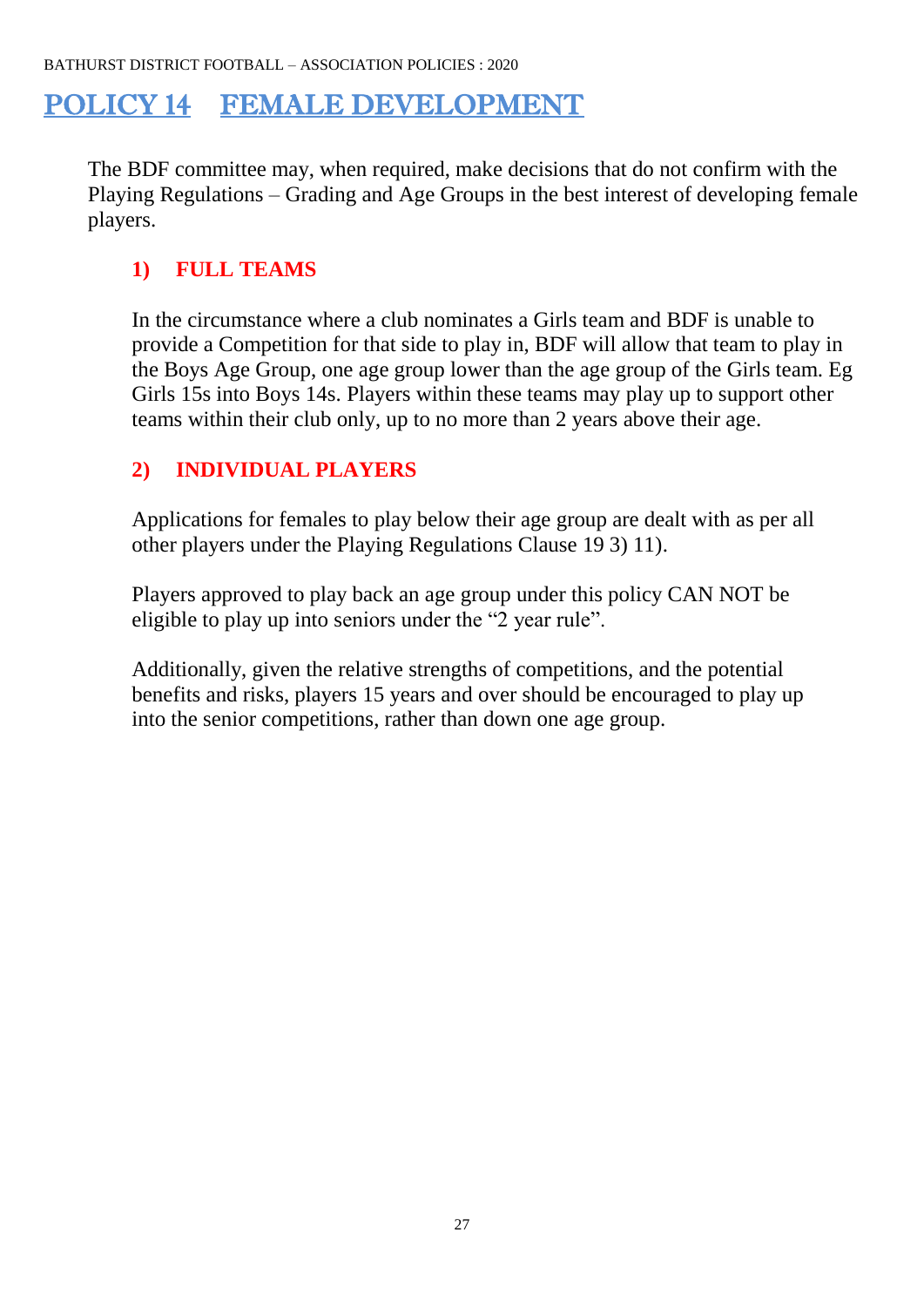# POLICY 14 FEMALE DEVELOPMENT

The BDF committee may, when required, make decisions that do not confirm with the Playing Regulations – Grading and Age Groups in the best interest of developing female players.

## 1) FULL TEAMS

In the circumstance where a club nominates a Girls team and BDF is unable to provide a Competition for that side to play in, BDF will allow that team to play in the Boys Age Group, one age group lower than the age group of the Girls team. Eg Girls 15s into Boys 14s. Players within these teams may play up to support other teams within their club only, up to no more than 2 years above their age.

## 2) INDIVIDUAL PLAYERS

Applications for females to play below their age group are dealt with as per all other players under the Playing Regulations Clause 19 3) 11).

Players approved to play back an age group under this policy CAN NOT be eligible to play up into seniors under the "2 year rule".

Additionally, given the relative strengths of competitions, and the potential benefits and risks, players 15 years and over should be encouraged to play up into the senior competitions, rather than down one age group.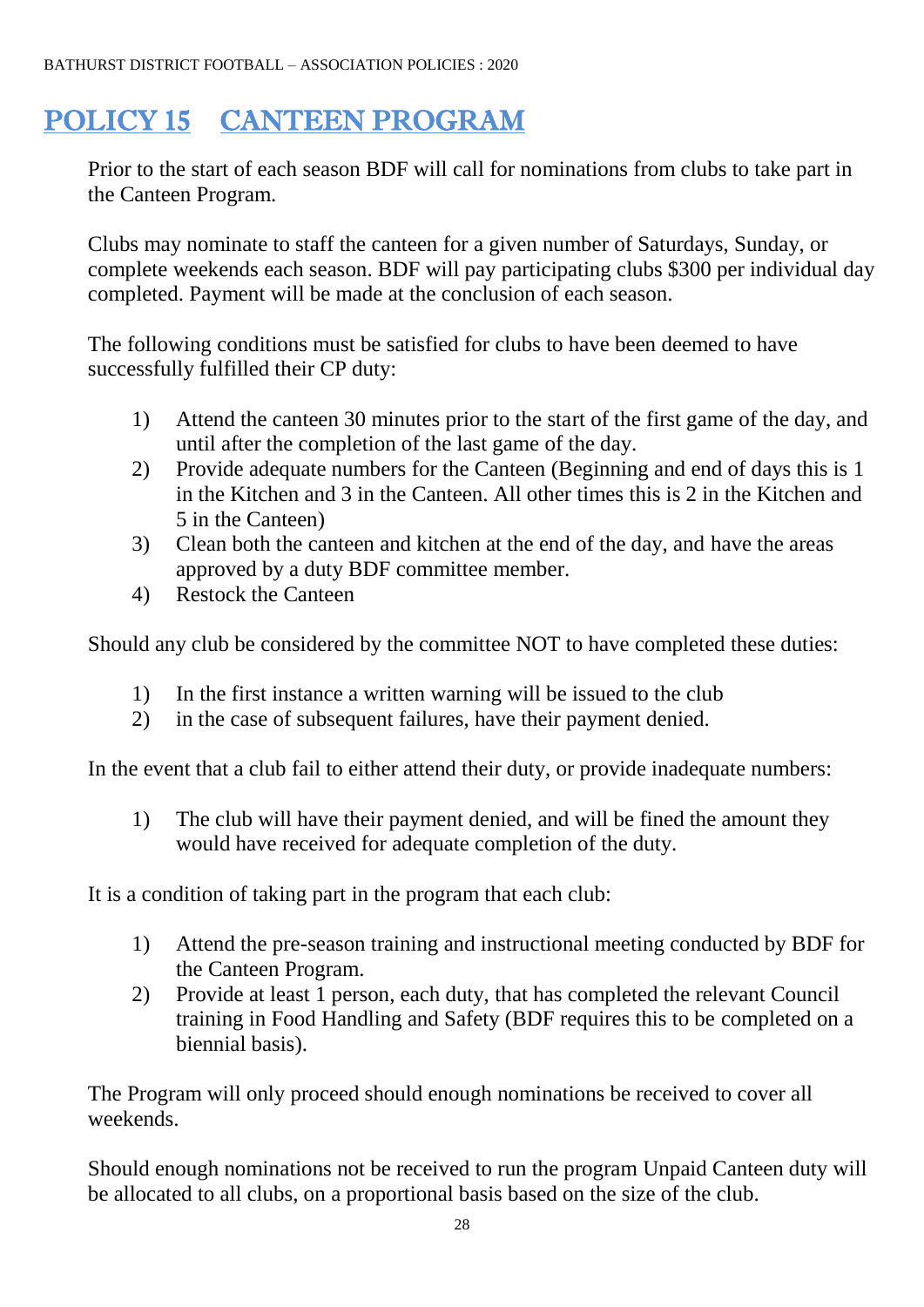# POLICY 15 CANTEEN PROGRAM

Prior to the start of each season BDF will call for nominations from clubs to take part in the Canteen Program.

Clubs may nominate to staff the canteen for a given number of Saturdays, Sunday, or complete weekends each season. BDF will pay participating clubs $300 per individual day completed. Payment will be made at the conclusion of each season.

The following conditions must be satisfied for clubs to have been deemed to have successfully fulfilled their CP duty:

1) Attend the canteen 30 minutes prior to the start of the first game of the day, and until after the completion of the last game of the day.
2) Provide adequate numbers for the Canteen (Beginning and end of days this is 1 in the Kitchen and 3 in the Canteen. All other times this is 2 in the Kitchen and 5 in the Canteen)
3) Clean both the canteen and kitchen at the end of the day, and have the areas approved by a duty BDF committee member.
4) Restock the Canteen

Should any club be considered by the committee NOT to have completed these duties:

1) In the first instance a written warning will be issued to the club
2) in the case of subsequent failures, have their payment denied.

In the event that a club fail to either attend their duty, or provide inadequate numbers:

1) The club will have their payment denied, and will be fined the amount they would have received for adequate completion of the duty.

It is a condition of taking part in the program that each club:

1) Attend the pre-season training and instructional meeting conducted by BDF for the Canteen Program.
2) Provide at least 1 person, each duty, that has completed the relevant Council training in Food Handling and Safety (BDF requires this to be completed on a biennial basis).

The Program will only proceed should enough nominations be received to cover all weekends.

Should enough nominations not be received to run the program Unpaid Canteen duty will be allocated to all clubs, on a proportional basis based on the size of the club.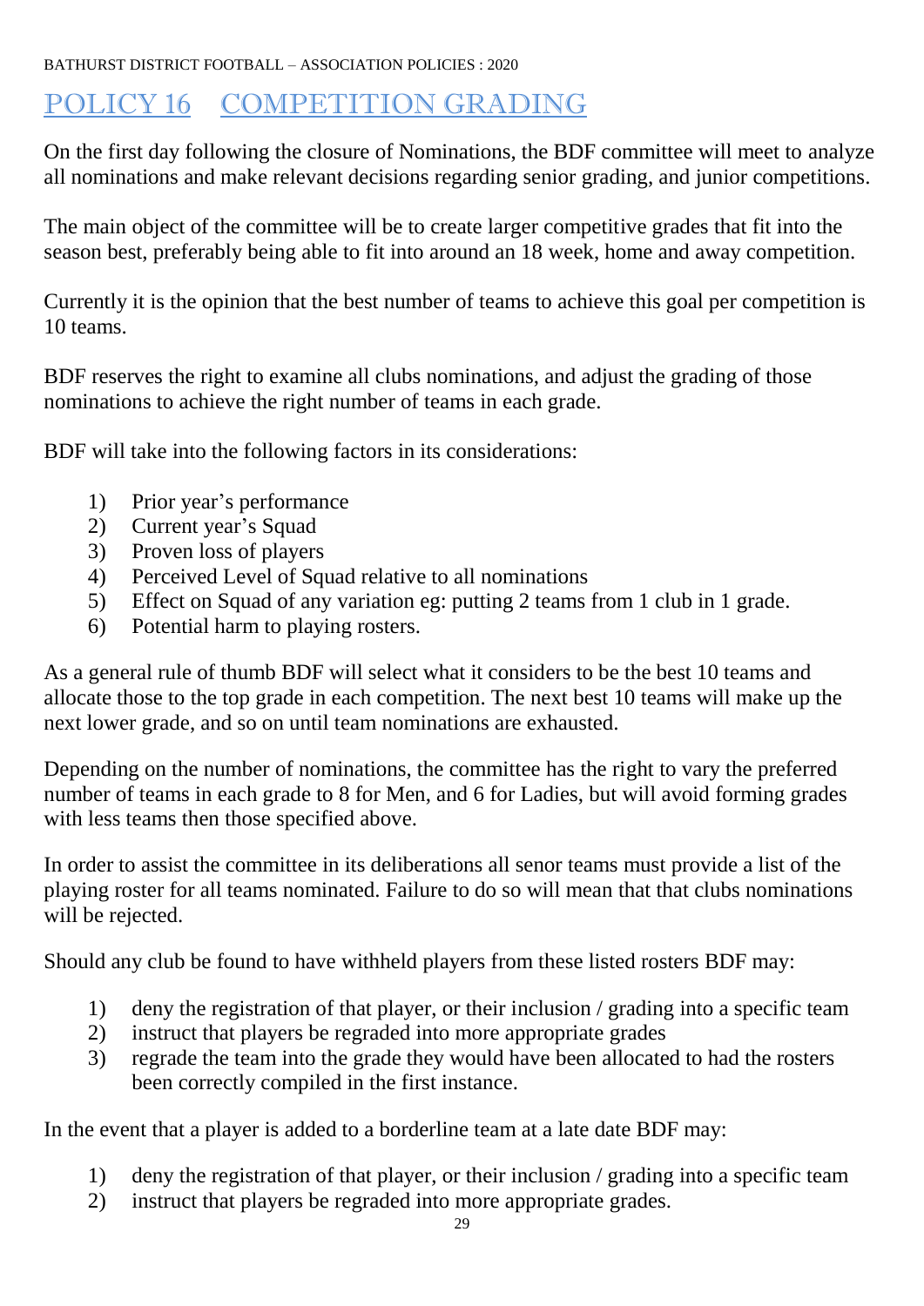# POLICY 16 COMPETITION GRADING

On the first day following the closure of Nominations, the BDF committee will meet to analyze all nominations and make relevant decisions regarding senior grading, and junior competitions.

The main object of the committee will be to create larger competitive grades that fit into the season best, preferably being able to fit into around an 18 week, home and away competition.

Currently it is the opinion that the best number of teams to achieve this goal per competition is 10 teams.

BDF reserves the right to examine all clubs nominations, and adjust the grading of those nominations to achieve the right number of teams in each grade.

BDF will take into the following factors in its considerations:

1) Prior year's performance
2) Current year's Squad
3) Proven loss of players
4) Perceived Level of Squad relative to all nominations
5) Effect on Squad of any variation eg: putting 2 teams from 1 club in 1 grade.
6) Potential harm to playing rosters.

As a general rule of thumb BDF will select what it considers to be the best 10 teams and allocate those to the top grade in each competition. The next best 10 teams will make up the next lower grade, and so on until team nominations are exhausted.

Depending on the number of nominations, the committee has the right to vary the preferred number of teams in each grade to 8 for Men, and 6 for Ladies, but will avoid forming grades with less teams then those specified above.

In order to assist the committee in its deliberations all senor teams must provide a list of the playing roster for all teams nominated. Failure to do so will mean that that clubs nominations will be rejected.

Should any club be found to have withheld players from these listed rosters BDF may:

1) deny the registration of that player, or their inclusion / grading into a specific team
2) instruct that players be regraded into more appropriate grades
3) regrade the team into the grade they would have been allocated to had the rosters been correctly compiled in the first instance.

In the event that a player is added to a borderline team at a late date BDF may:

1) deny the registration of that player, or their inclusion / grading into a specific team
2) instruct that players be regraded into more appropriate grades.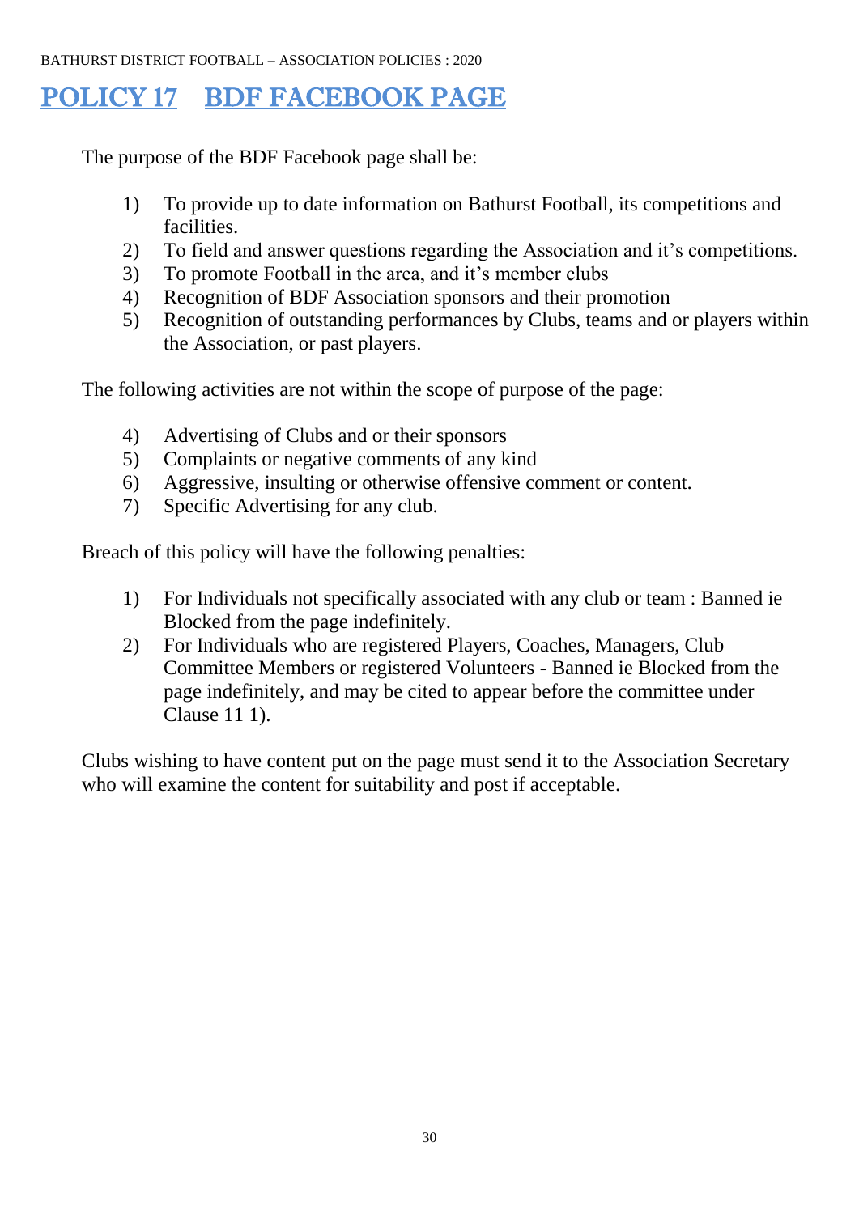# POLICY 17 BDF FACEBOOK PAGE

The purpose of the BDF Facebook page shall be:

1) To provide up to date information on Bathurst Football, its competitions and facilities.
2) To field and answer questions regarding the Association and it's competitions.
3) To promote Football in the area, and it's member clubs
4) Recognition of BDF Association sponsors and their promotion
5) Recognition of outstanding performances by Clubs, teams and or players within the Association, or past players.

The following activities are not within the scope of purpose of the page:

4) Advertising of Clubs and or their sponsors
5) Complaints or negative comments of any kind
6) Aggressive, insulting or otherwise offensive comment or content.
7) Specific Advertising for any club.

Breach of this policy will have the following penalties:

1) For Individuals not specifically associated with any club or team : Banned ie Blocked from the page indefinitely.
2) For Individuals who are registered Players, Coaches, Managers, Club Committee Members or registered Volunteers - Banned ie Blocked from the page indefinitely, and may be cited to appear before the committee under Clause 11 1).

Clubs wishing to have content put on the page must send it to the Association Secretary who will examine the content for suitability and post if acceptable.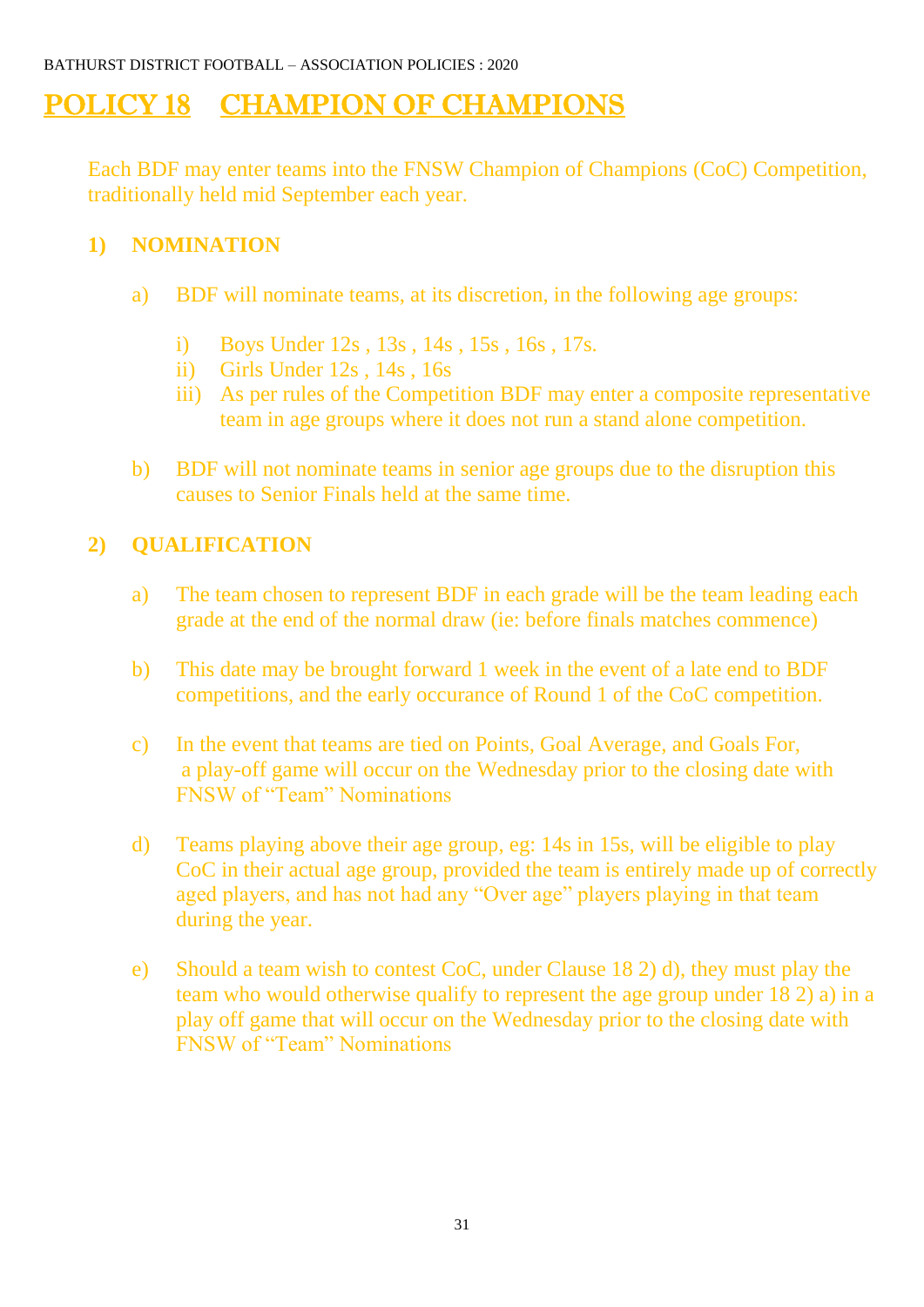# POLICY 18 CHAMPION OF CHAMPIONS

Each BDF may enter teams into the FNSW Champion of Champions (CoC) Competition, traditionally held mid September each year.

## 1) NOMINATION

a) BDF will nominate teams, at its discretion, in the following age groups:

   i) Boys Under 12s , 13s , 14s , 15s , 16s , 17s.
   
   ii) Girls Under 12s , 14s , 16s
   
   iii) As per rules of the Competition BDF may enter a composite representative team in age groups where it does not run a stand alone competition.

b) BDF will not nominate teams in senior age groups due to the disruption this causes to Senior Finals held at the same time.

## 2) QUALIFICATION

a) The team chosen to represent BDF in each grade will be the team leading each grade at the end of the normal draw (ie: before finals matches commence)

b) This date may be brought forward 1 week in the event of a late end to BDF competitions, and the early occurance of Round 1 of the CoC competition.

c) In the event that teams are tied on Points, Goal Average, and Goals For, a play-off game will occur on the Wednesday prior to the closing date with FNSW of "Team" Nominations

d) Teams playing above their age group, eg: 14s in 15s, will be eligible to play CoC in their actual age group, provided the team is entirely made up of correctly aged players, and has not had any "Over age" players playing in that team during the year.

e) Should a team wish to contest CoC, under Clause 18 2) d), they must play the team who would otherwise qualify to represent the age group under 18 2) a) in a play off game that will occur on the Wednesday prior to the closing date with FNSW of "Team" Nominations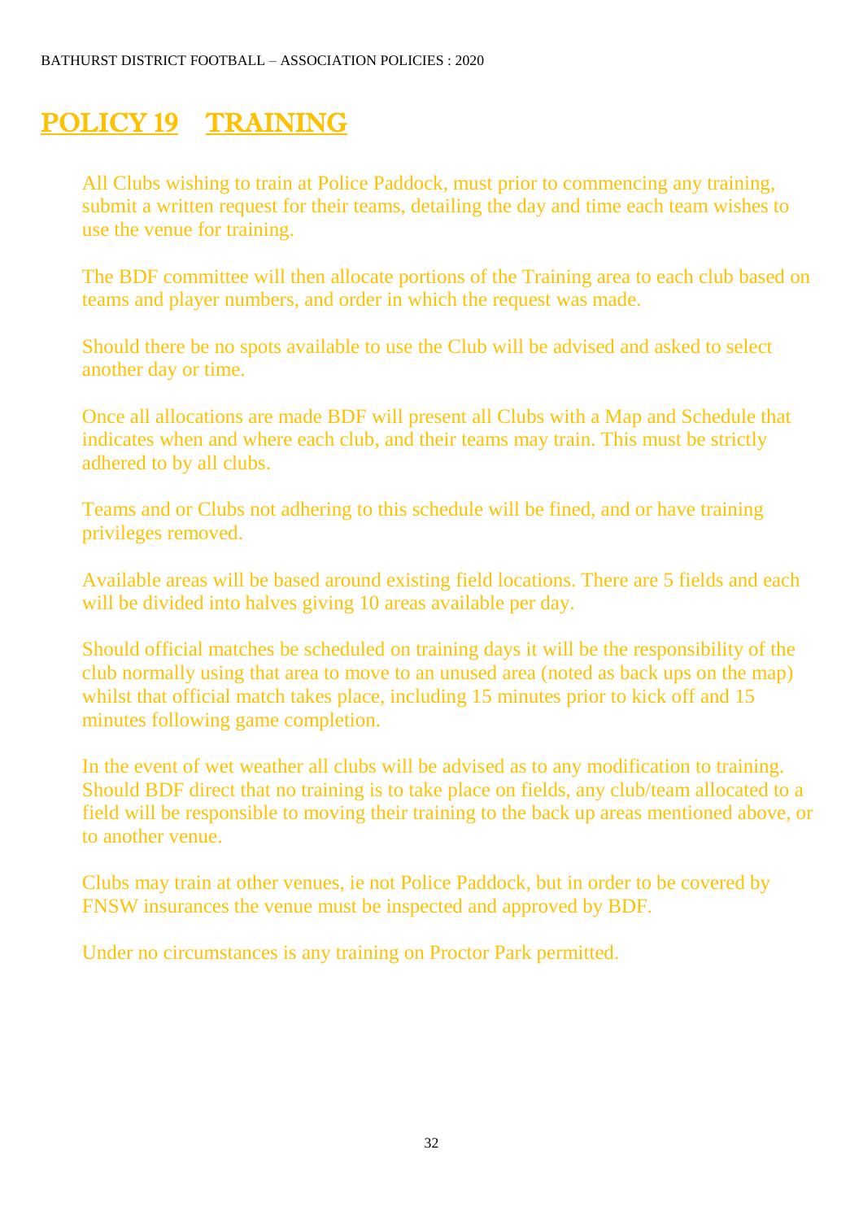# POLICY 19 TRAINING

All Clubs wishing to train at Police Paddock, must prior to commencing any training, submit a written request for their teams, detailing the day and time each team wishes to use the venue for training.

The BDF committee will then allocate portions of the Training area to each club based on teams and player numbers, and order in which the request was made.

Should there be no spots available to use the Club will be advised and asked to select another day or time.

Once all allocations are made BDF will present all Clubs with a Map and Schedule that indicates when and where each club, and their teams may train. This must be strictly adhered to by all clubs.

Teams and or Clubs not adhering to this schedule will be fined, and or have training privileges removed.

Available areas will be based around existing field locations. There are 5 fields and each will be divided into halves giving 10 areas available per day.

Should official matches be scheduled on training days it will be the responsibility of the club normally using that area to move to an unused area (noted as back ups on the map) whilst that official match takes place, including 15 minutes prior to kick off and 15 minutes following game completion.

In the event of wet weather all clubs will be advised as to any modification to training. Should BDF direct that no training is to take place on fields, any club/team allocated to a field will be responsible to moving their training to the back up areas mentioned above, or to another venue.

Clubs may train at other venues, ie not Police Paddock, but in order to be covered by FNSW insurances the venue must be inspected and approved by BDF.

Under no circumstances is any training on Proctor Park permitted.